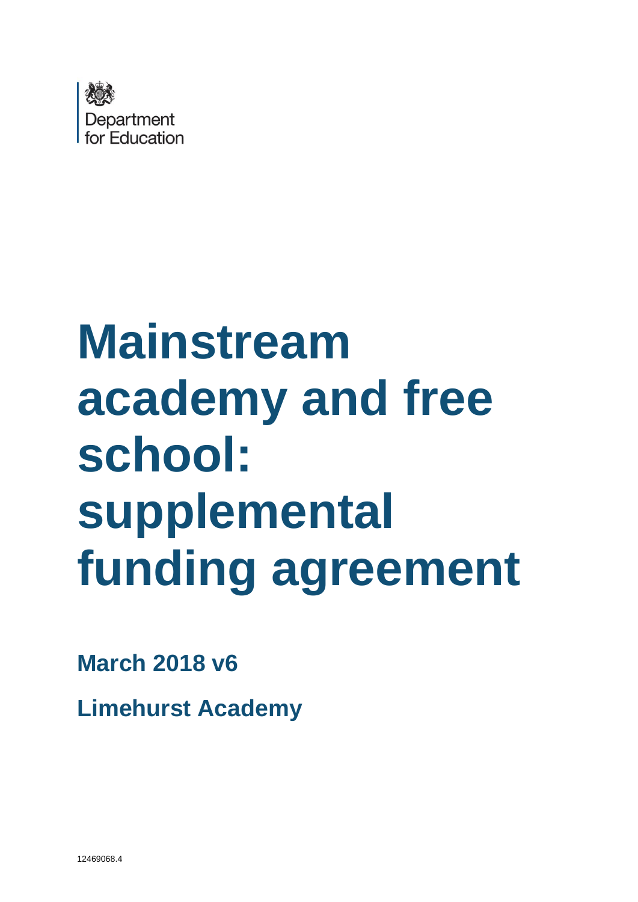Department for Education

# Mainstream academy and free school: supplemental funding agreement

**March 2018 v6**

**Limehurst Academy**

12469068.4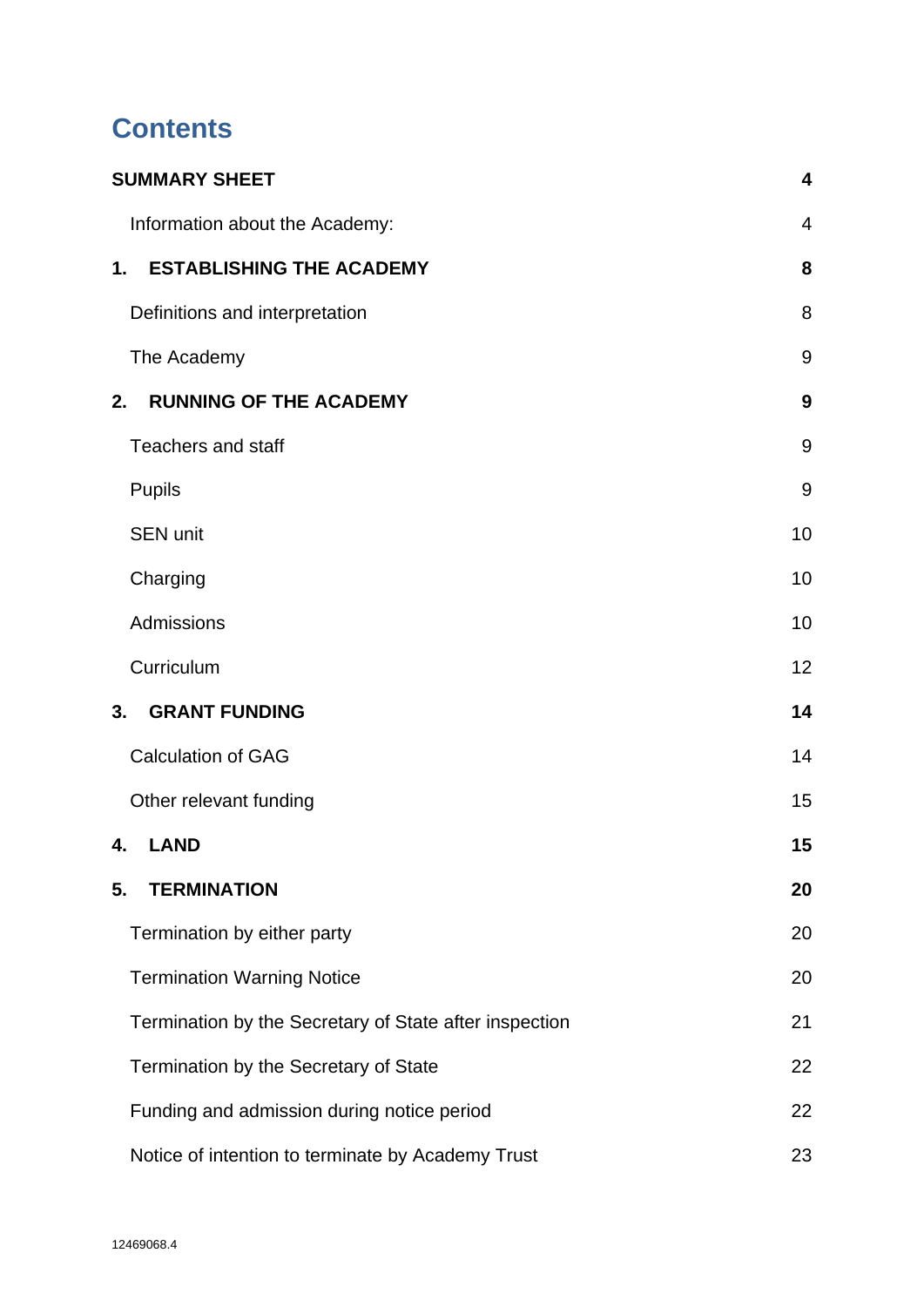# Contents

| | |
|---|---|
| **SUMMARY SHEET** | **4** |
| Information about the Academy: | 4 |
| **1. ESTABLISHING THE ACADEMY** | **8** |
| Definitions and interpretation | 8 |
| The Academy | 9 |
| **2. RUNNING OF THE ACADEMY** | **9** |
| Teachers and staff | 9 |
| Pupils | 9 |
| SEN unit | 10 |
| Charging | 10 |
| Admissions | 10 |
| Curriculum | 12 |
| **3. GRANT FUNDING** | **14** |
| Calculation of GAG | 14 |
| Other relevant funding | 15 |
| **4. LAND** | **15** |
| **5. TERMINATION** | **20** |
| Termination by either party | 20 |
| Termination Warning Notice | 20 |
| Termination by the Secretary of State after inspection | 21 |
| Termination by the Secretary of State | 22 |
| Funding and admission during notice period | 22 |
| Notice of intention to terminate by Academy Trust | 23 |

12469068.4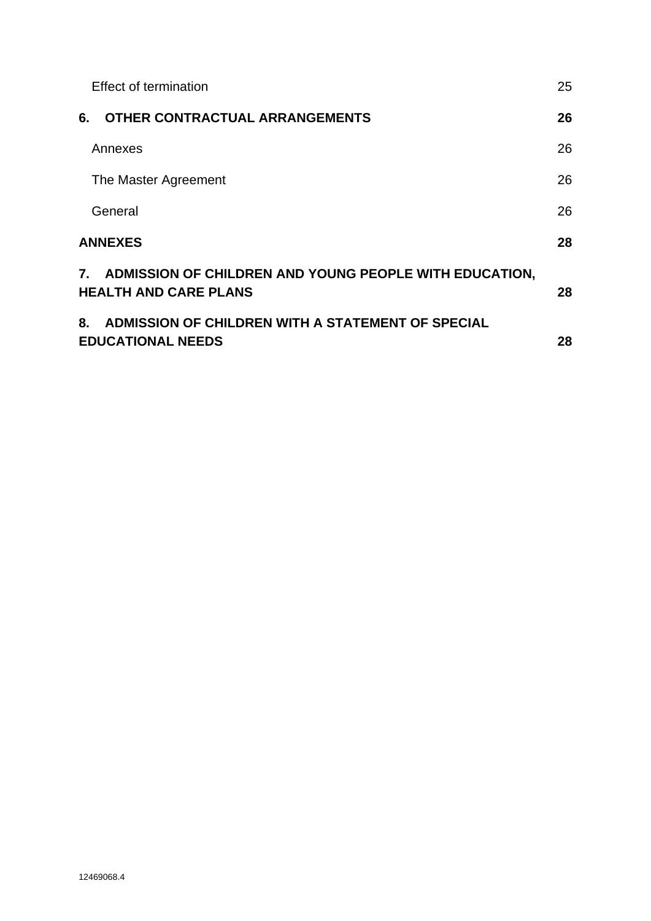Effect of termination 25

**6. OTHER CONTRACTUAL ARRANGEMENTS 26**

Annexes 26

The Master Agreement 26

General 26

**ANNEXES 28**

**7. ADMISSION OF CHILDREN AND YOUNG PEOPLE WITH EDUCATION, HEALTH AND CARE PLANS 28**

**8. ADMISSION OF CHILDREN WITH A STATEMENT OF SPECIAL EDUCATIONAL NEEDS 28**

12469068.4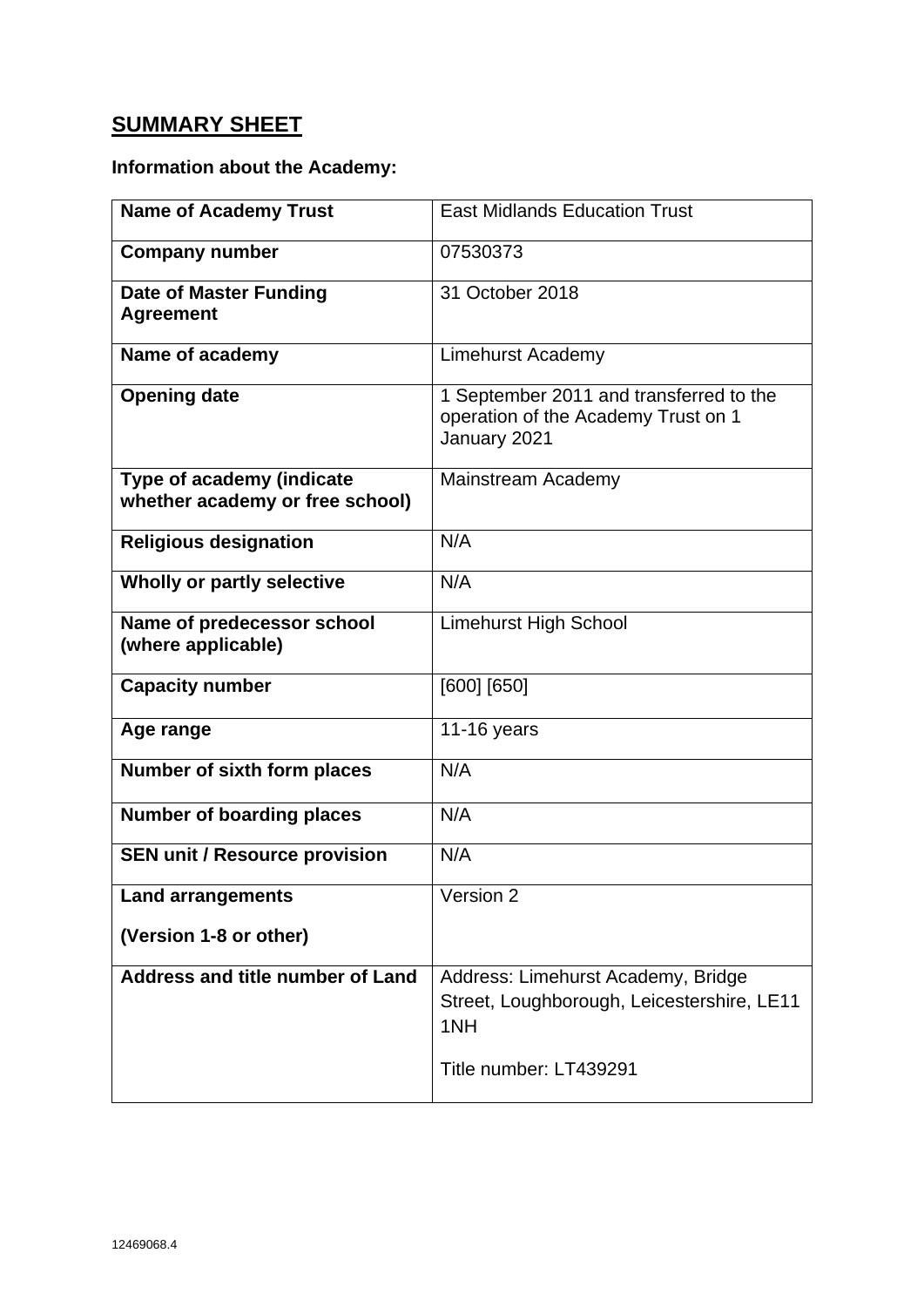## SUMMARY SHEET

**Information about the Academy:**

| **Name of Academy Trust** | East Midlands Education Trust |
|---|---|
| **Company number** | 07530373 |
| **Date of Master Funding Agreement** | 31 October 2018 |
| **Name of academy** | Limehurst Academy |
| **Opening date** | 1 September 2011 and transferred to the operation of the Academy Trust on 1 January 2021 |
| **Type of academy (indicate whether academy or free school)** | Mainstream Academy |
| **Religious designation** | N/A |
| **Wholly or partly selective** | N/A |
| **Name of predecessor school (where applicable)** | Limehurst High School |
| **Capacity number** | [600] [650] |
| **Age range** | 11-16 years |
| **Number of sixth form places** | N/A |
| **Number of boarding places** | N/A |
| **SEN unit / Resource provision** | N/A |
| **Land arrangements (Version 1-8 or other)** | Version 2 |
| **Address and title number of Land** | Address: Limehurst Academy, Bridge Street, Loughborough, Leicestershire, LE11 1NH<br><br>Title number: LT439291 |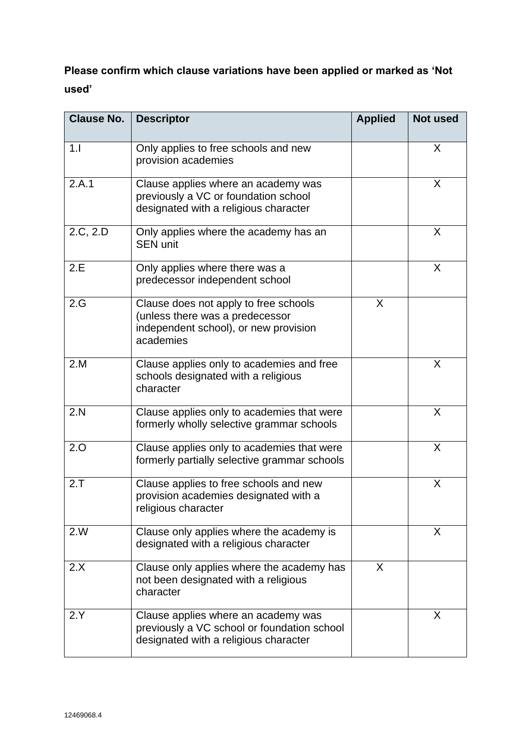**Please confirm which clause variations have been applied or marked as 'Not used'**

| Clause No. | Descriptor | Applied | Not used |
|---|---|---|---|
| 1.I | Only applies to free schools and new provision academies | | X |
| 2.A.1 | Clause applies where an academy was previously a VC or foundation school designated with a religious character | | X |
| 2.C, 2.D | Only applies where the academy has an SEN unit | | X |
| 2.E | Only applies where there was a predecessor independent school | | X |
| 2.G | Clause does not apply to free schools (unless there was a predecessor independent school), or new provision academies | X | |
| 2.M | Clause applies only to academies and free schools designated with a religious character | | X |
| 2.N | Clause applies only to academies that were formerly wholly selective grammar schools | | X |
| 2.O | Clause applies only to academies that were formerly partially selective grammar schools | | X |
| 2.T | Clause applies to free schools and new provision academies designated with a religious character | | X |
| 2.W | Clause only applies where the academy is designated with a religious character | | X |
| 2.X | Clause only applies where the academy has not been designated with a religious character | X | |
| 2.Y | Clause applies where an academy was previously a VC school or foundation school designated with a religious character | | X |

12469068.4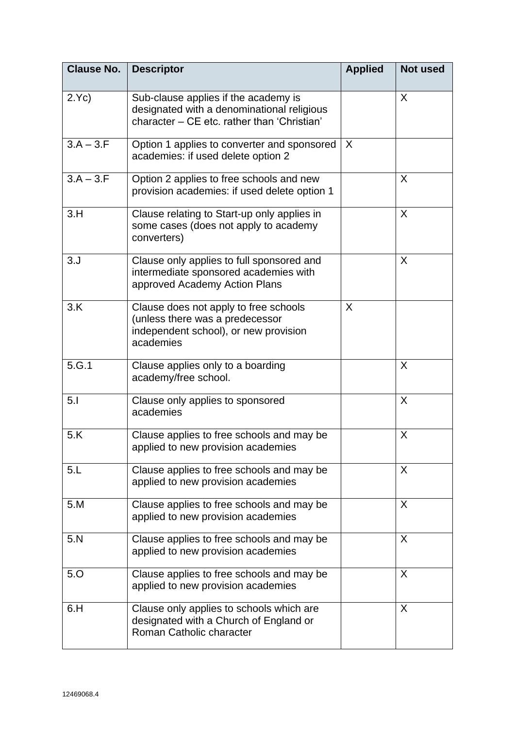| Clause No. | Descriptor | Applied | Not used |
|---|---|---|---|
| 2.Yc) | Sub-clause applies if the academy is designated with a denominational religious character – CE etc. rather than 'Christian' | | X |
| 3.A – 3.F | Option 1 applies to converter and sponsored academies: if used delete option 2 | X | |
| 3.A – 3.F | Option 2 applies to free schools and new provision academies: if used delete option 1 | | X |
| 3.H | Clause relating to Start-up only applies in some cases (does not apply to academy converters) | | X |
| 3.J | Clause only applies to full sponsored and intermediate sponsored academies with approved Academy Action Plans | | X |
| 3.K | Clause does not apply to free schools (unless there was a predecessor independent school), or new provision academies | X | |
| 5.G.1 | Clause applies only to a boarding academy/free school. | | X |
| 5.I | Clause only applies to sponsored academies | | X |
| 5.K | Clause applies to free schools and may be applied to new provision academies | | X |
| 5.L | Clause applies to free schools and may be applied to new provision academies | | X |
| 5.M | Clause applies to free schools and may be applied to new provision academies | | X |
| 5.N | Clause applies to free schools and may be applied to new provision academies | | X |
| 5.O | Clause applies to free schools and may be applied to new provision academies | | X |
| 6.H | Clause only applies to schools which are designated with a Church of England or Roman Catholic character | | X |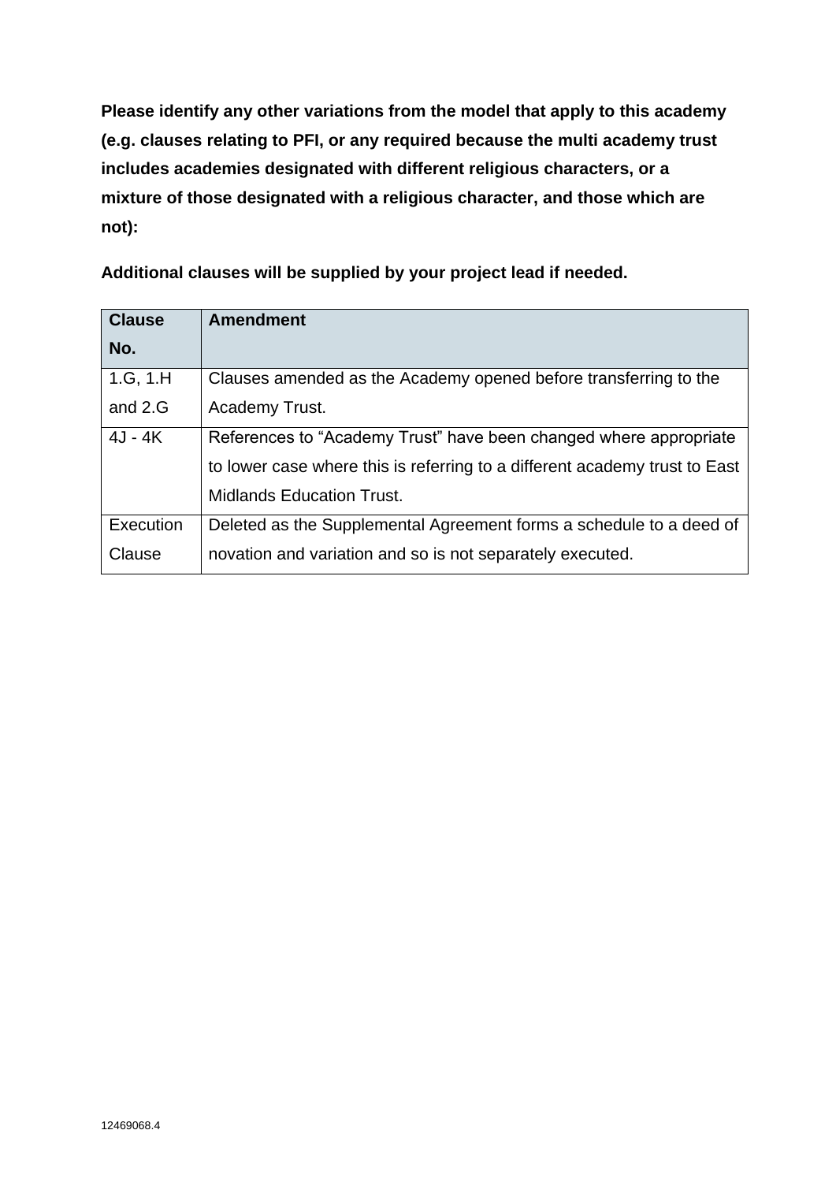**Please identify any other variations from the model that apply to this academy (e.g. clauses relating to PFI, or any required because the multi academy trust includes academies designated with different religious characters, or a mixture of those designated with a religious character, and those which are not):**

**Additional clauses will be supplied by your project lead if needed.**

| **Clause No.** | **Amendment** |
|---|---|
| 1.G, 1.H and 2.G | Clauses amended as the Academy opened before transferring to the Academy Trust. |
| 4J - 4K | References to "Academy Trust" have been changed where appropriate to lower case where this is referring to a different academy trust to East Midlands Education Trust. |
| Execution Clause | Deleted as the Supplemental Agreement forms a schedule to a deed of novation and variation and so is not separately executed. |

12469068.4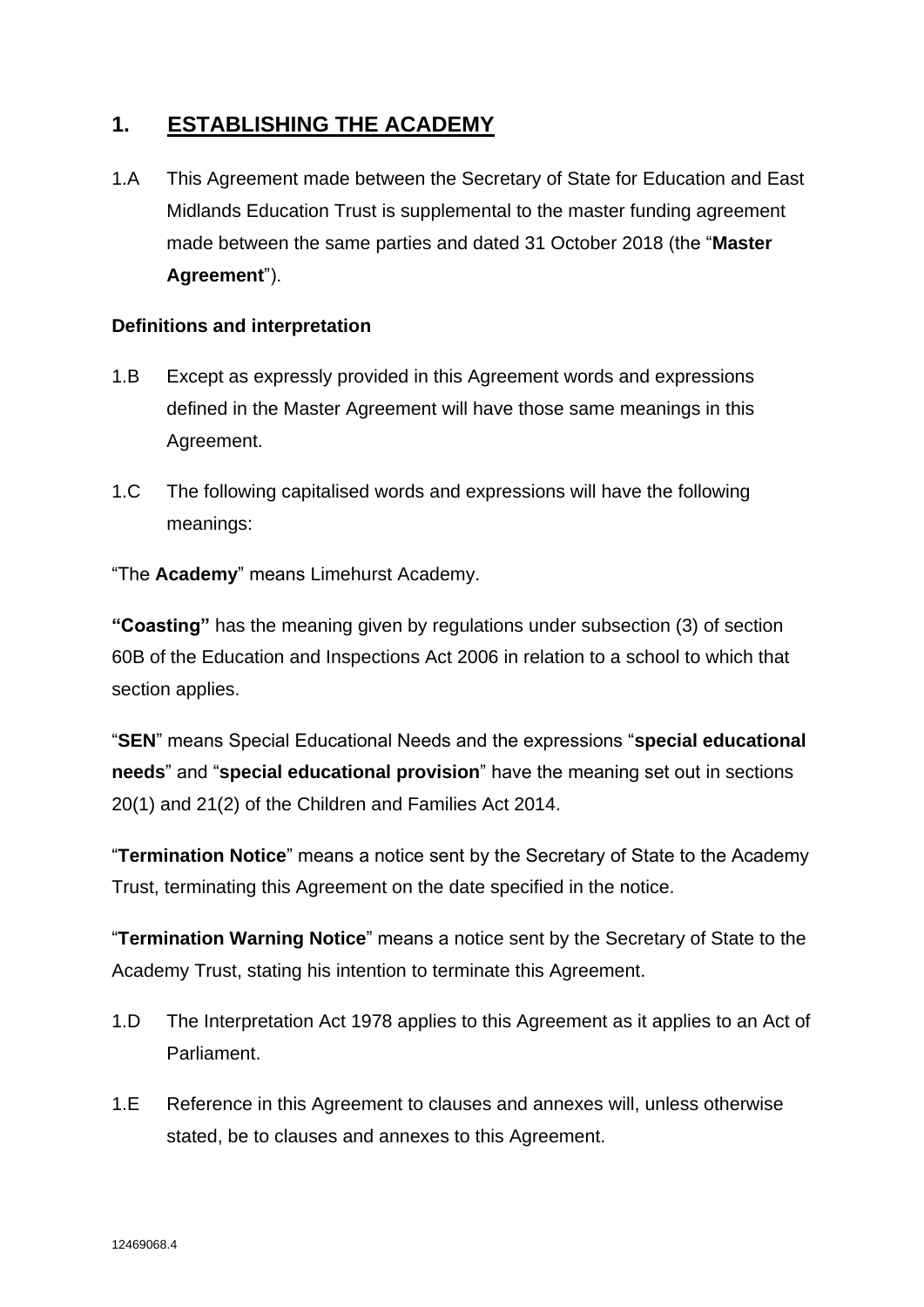## 1. ESTABLISHING THE ACADEMY

1.A This Agreement made between the Secretary of State for Education and East Midlands Education Trust is supplemental to the master funding agreement made between the same parties and dated 31 October 2018 (the "**Master Agreement**").

**Definitions and interpretation**

1.B Except as expressly provided in this Agreement words and expressions defined in the Master Agreement will have those same meanings in this Agreement.

1.C The following capitalised words and expressions will have the following meanings:

"The **Academy**" means Limehurst Academy.

**"Coasting"** has the meaning given by regulations under subsection (3) of section 60B of the Education and Inspections Act 2006 in relation to a school to which that section applies.

"**SEN**" means Special Educational Needs and the expressions "**special educational needs**" and "**special educational provision**" have the meaning set out in sections 20(1) and 21(2) of the Children and Families Act 2014.

"**Termination Notice**" means a notice sent by the Secretary of State to the Academy Trust, terminating this Agreement on the date specified in the notice.

"**Termination Warning Notice**" means a notice sent by the Secretary of State to the Academy Trust, stating his intention to terminate this Agreement.

1.D The Interpretation Act 1978 applies to this Agreement as it applies to an Act of Parliament.

1.E Reference in this Agreement to clauses and annexes will, unless otherwise stated, be to clauses and annexes to this Agreement.

12469068.4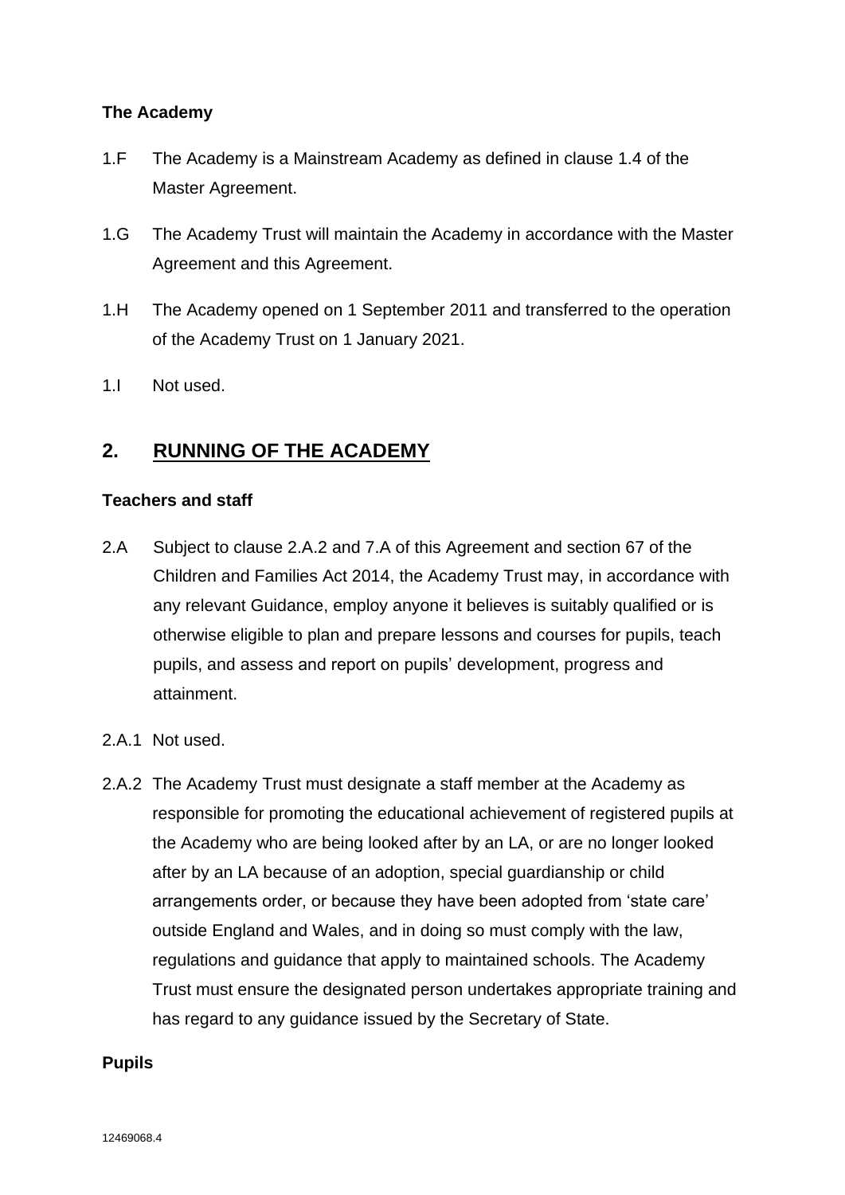**The Academy**

1.F The Academy is a Mainstream Academy as defined in clause 1.4 of the Master Agreement.

1.G The Academy Trust will maintain the Academy in accordance with the Master Agreement and this Agreement.

1.H The Academy opened on 1 September 2011 and transferred to the operation of the Academy Trust on 1 January 2021.

1.I Not used.

## 2. RUNNING OF THE ACADEMY

**Teachers and staff**

2.A Subject to clause 2.A.2 and 7.A of this Agreement and section 67 of the Children and Families Act 2014, the Academy Trust may, in accordance with any relevant Guidance, employ anyone it believes is suitably qualified or is otherwise eligible to plan and prepare lessons and courses for pupils, teach pupils, and assess and report on pupils' development, progress and attainment.

2.A.1 Not used.

2.A.2 The Academy Trust must designate a staff member at the Academy as responsible for promoting the educational achievement of registered pupils at the Academy who are being looked after by an LA, or are no longer looked after by an LA because of an adoption, special guardianship or child arrangements order, or because they have been adopted from 'state care' outside England and Wales, and in doing so must comply with the law, regulations and guidance that apply to maintained schools. The Academy Trust must ensure the designated person undertakes appropriate training and has regard to any guidance issued by the Secretary of State.

**Pupils**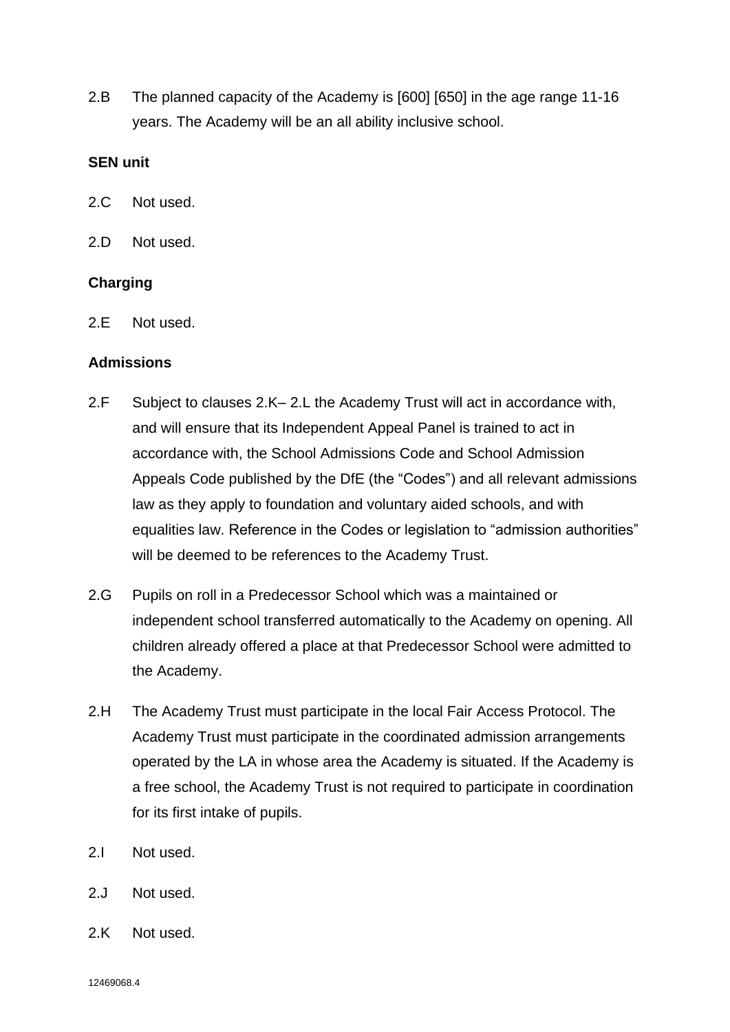2.B The planned capacity of the Academy is [600] [650] in the age range 11-16 years. The Academy will be an all ability inclusive school.

**SEN unit**

2.C Not used.

2.D Not used.

**Charging**

2.E Not used.

**Admissions**

2.F Subject to clauses 2.K– 2.L the Academy Trust will act in accordance with, and will ensure that its Independent Appeal Panel is trained to act in accordance with, the School Admissions Code and School Admission Appeals Code published by the DfE (the "Codes") and all relevant admissions law as they apply to foundation and voluntary aided schools, and with equalities law. Reference in the Codes or legislation to "admission authorities" will be deemed to be references to the Academy Trust.

2.G Pupils on roll in a Predecessor School which was a maintained or independent school transferred automatically to the Academy on opening. All children already offered a place at that Predecessor School were admitted to the Academy.

2.H The Academy Trust must participate in the local Fair Access Protocol. The Academy Trust must participate in the coordinated admission arrangements operated by the LA in whose area the Academy is situated. If the Academy is a free school, the Academy Trust is not required to participate in coordination for its first intake of pupils.

2.I Not used.

2.J Not used.

2.K Not used.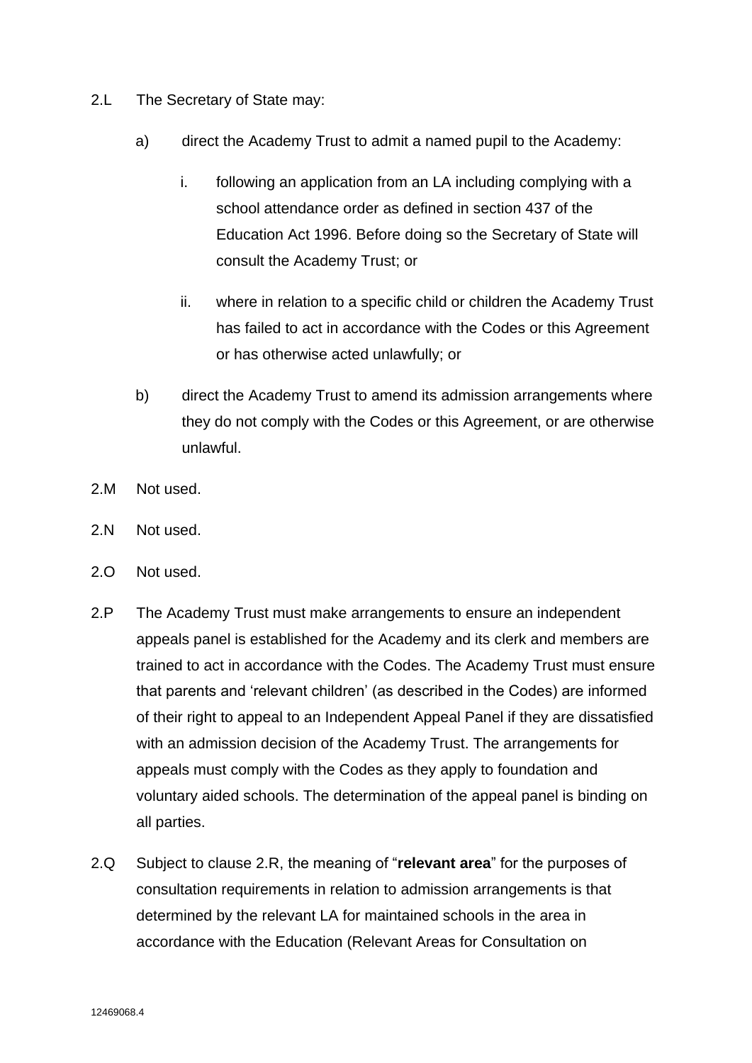2.L The Secretary of State may:

a) direct the Academy Trust to admit a named pupil to the Academy:

i. following an application from an LA including complying with a school attendance order as defined in section 437 of the Education Act 1996. Before doing so the Secretary of State will consult the Academy Trust; or

ii. where in relation to a specific child or children the Academy Trust has failed to act in accordance with the Codes or this Agreement or has otherwise acted unlawfully; or

b) direct the Academy Trust to amend its admission arrangements where they do not comply with the Codes or this Agreement, or are otherwise unlawful.

2.M Not used.

2.N Not used.

2.O Not used.

2.P The Academy Trust must make arrangements to ensure an independent appeals panel is established for the Academy and its clerk and members are trained to act in accordance with the Codes. The Academy Trust must ensure that parents and 'relevant children' (as described in the Codes) are informed of their right to appeal to an Independent Appeal Panel if they are dissatisfied with an admission decision of the Academy Trust. The arrangements for appeals must comply with the Codes as they apply to foundation and voluntary aided schools. The determination of the appeal panel is binding on all parties.

2.Q Subject to clause 2.R, the meaning of "**relevant area**" for the purposes of consultation requirements in relation to admission arrangements is that determined by the relevant LA for maintained schools in the area in accordance with the Education (Relevant Areas for Consultation on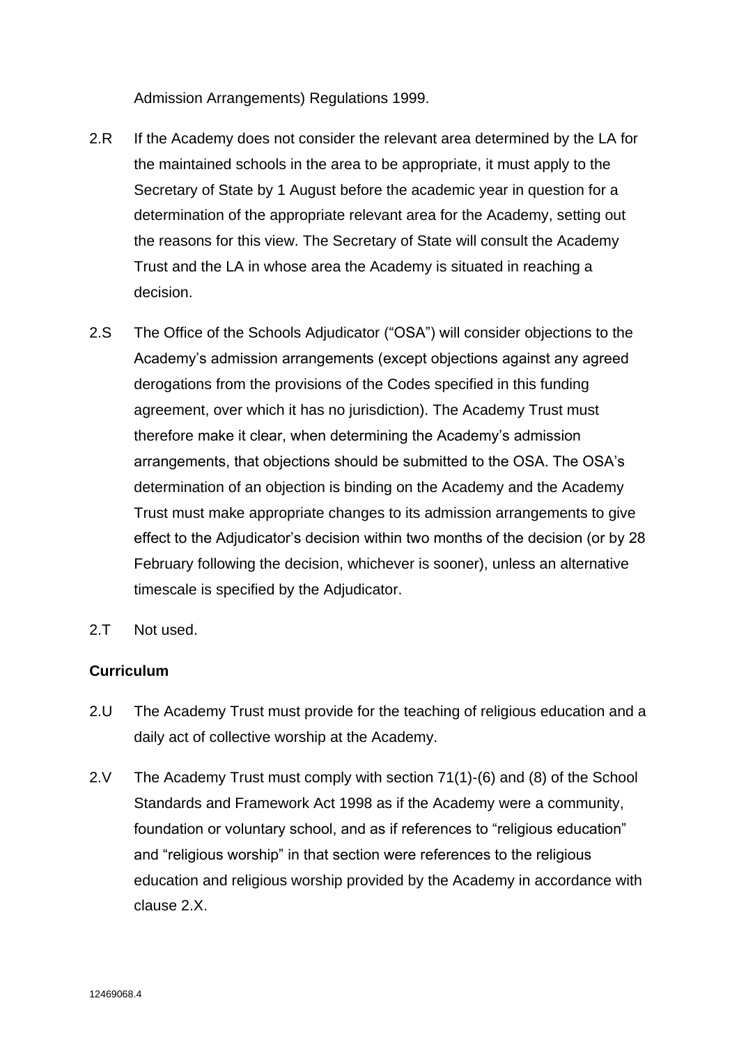Admission Arrangements) Regulations 1999.

2.R If the Academy does not consider the relevant area determined by the LA for the maintained schools in the area to be appropriate, it must apply to the Secretary of State by 1 August before the academic year in question for a determination of the appropriate relevant area for the Academy, setting out the reasons for this view. The Secretary of State will consult the Academy Trust and the LA in whose area the Academy is situated in reaching a decision.

2.S The Office of the Schools Adjudicator ("OSA") will consider objections to the Academy's admission arrangements (except objections against any agreed derogations from the provisions of the Codes specified in this funding agreement, over which it has no jurisdiction). The Academy Trust must therefore make it clear, when determining the Academy's admission arrangements, that objections should be submitted to the OSA. The OSA's determination of an objection is binding on the Academy and the Academy Trust must make appropriate changes to its admission arrangements to give effect to the Adjudicator's decision within two months of the decision (or by 28 February following the decision, whichever is sooner), unless an alternative timescale is specified by the Adjudicator.

2.T Not used.

**Curriculum**

2.U The Academy Trust must provide for the teaching of religious education and a daily act of collective worship at the Academy.

2.V The Academy Trust must comply with section 71(1)-(6) and (8) of the School Standards and Framework Act 1998 as if the Academy were a community, foundation or voluntary school, and as if references to "religious education" and "religious worship" in that section were references to the religious education and religious worship provided by the Academy in accordance with clause 2.X.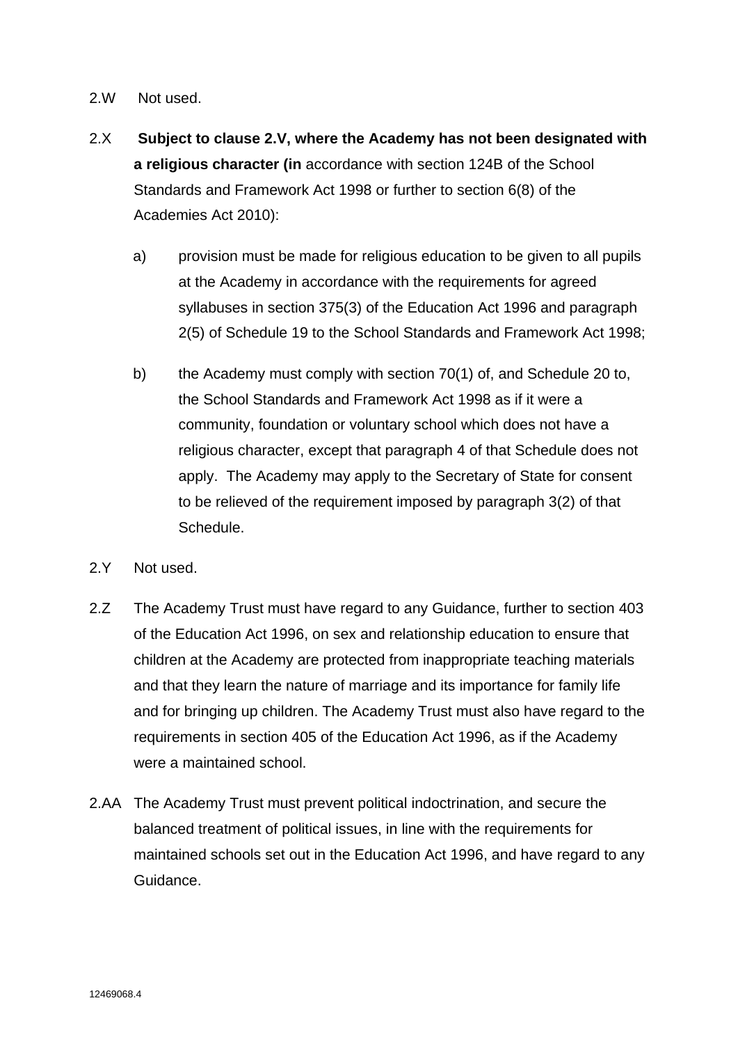2.W Not used.

2.X **Subject to clause 2.V, where the Academy has not been designated with a religious character (in** accordance with section 124B of the School Standards and Framework Act 1998 or further to section 6(8) of the Academies Act 2010):

a) provision must be made for religious education to be given to all pupils at the Academy in accordance with the requirements for agreed syllabuses in section 375(3) of the Education Act 1996 and paragraph 2(5) of Schedule 19 to the School Standards and Framework Act 1998;

b) the Academy must comply with section 70(1) of, and Schedule 20 to, the School Standards and Framework Act 1998 as if it were a community, foundation or voluntary school which does not have a religious character, except that paragraph 4 of that Schedule does not apply. The Academy may apply to the Secretary of State for consent to be relieved of the requirement imposed by paragraph 3(2) of that Schedule.

2.Y Not used.

2.Z The Academy Trust must have regard to any Guidance, further to section 403 of the Education Act 1996, on sex and relationship education to ensure that children at the Academy are protected from inappropriate teaching materials and that they learn the nature of marriage and its importance for family life and for bringing up children. The Academy Trust must also have regard to the requirements in section 405 of the Education Act 1996, as if the Academy were a maintained school.

2.AA The Academy Trust must prevent political indoctrination, and secure the balanced treatment of political issues, in line with the requirements for maintained schools set out in the Education Act 1996, and have regard to any Guidance.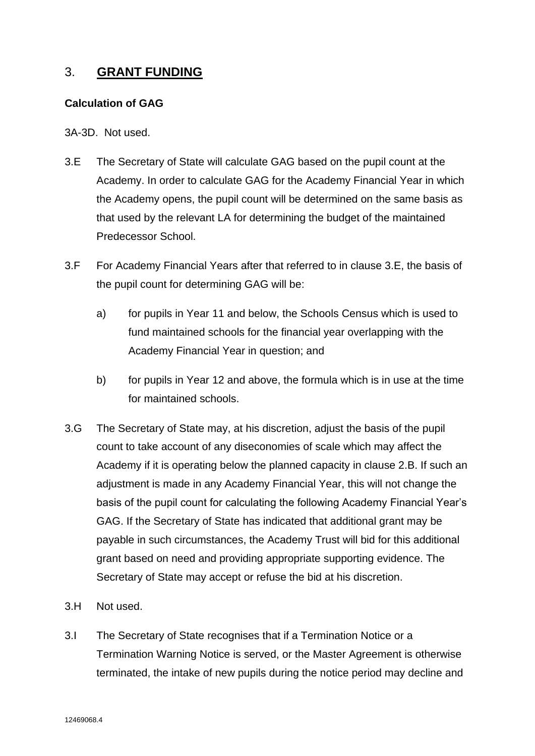## 3. **GRANT FUNDING**

### Calculation of GAG

3A-3D. Not used.

3.E The Secretary of State will calculate GAG based on the pupil count at the Academy. In order to calculate GAG for the Academy Financial Year in which the Academy opens, the pupil count will be determined on the same basis as that used by the relevant LA for determining the budget of the maintained Predecessor School.

3.F For Academy Financial Years after that referred to in clause 3.E, the basis of the pupil count for determining GAG will be:

a) for pupils in Year 11 and below, the Schools Census which is used to fund maintained schools for the financial year overlapping with the Academy Financial Year in question; and

b) for pupils in Year 12 and above, the formula which is in use at the time for maintained schools.

3.G The Secretary of State may, at his discretion, adjust the basis of the pupil count to take account of any diseconomies of scale which may affect the Academy if it is operating below the planned capacity in clause 2.B. If such an adjustment is made in any Academy Financial Year, this will not change the basis of the pupil count for calculating the following Academy Financial Year's GAG. If the Secretary of State has indicated that additional grant may be payable in such circumstances, the Academy Trust will bid for this additional grant based on need and providing appropriate supporting evidence. The Secretary of State may accept or refuse the bid at his discretion.

3.H Not used.

3.I The Secretary of State recognises that if a Termination Notice or a Termination Warning Notice is served, or the Master Agreement is otherwise terminated, the intake of new pupils during the notice period may decline and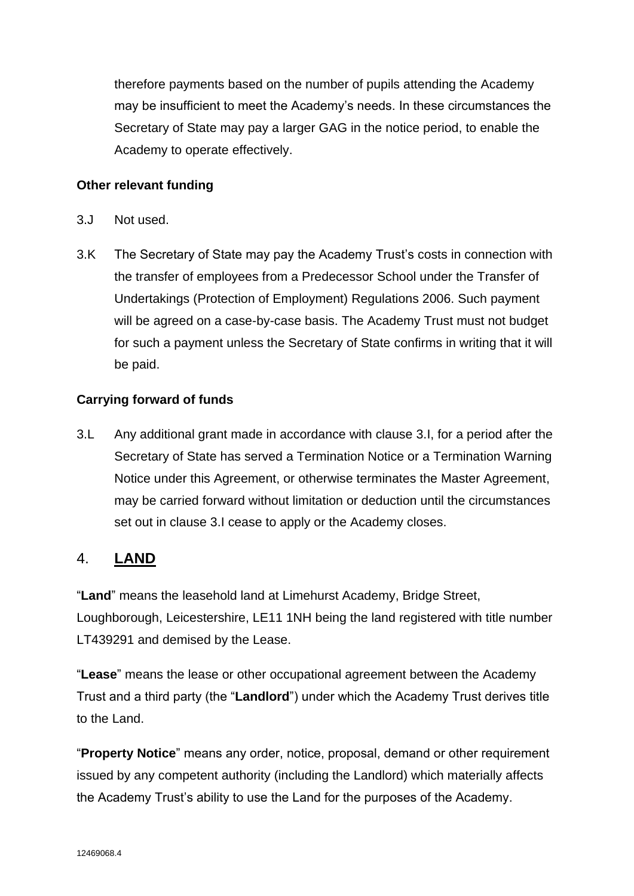therefore payments based on the number of pupils attending the Academy may be insufficient to meet the Academy's needs. In these circumstances the Secretary of State may pay a larger GAG in the notice period, to enable the Academy to operate effectively.

**Other relevant funding**

3.J Not used.

3.K The Secretary of State may pay the Academy Trust's costs in connection with the transfer of employees from a Predecessor School under the Transfer of Undertakings (Protection of Employment) Regulations 2006. Such payment will be agreed on a case-by-case basis. The Academy Trust must not budget for such a payment unless the Secretary of State confirms in writing that it will be paid.

**Carrying forward of funds**

3.L Any additional grant made in accordance with clause 3.I, for a period after the Secretary of State has served a Termination Notice or a Termination Warning Notice under this Agreement, or otherwise terminates the Master Agreement, may be carried forward without limitation or deduction until the circumstances set out in clause 3.I cease to apply or the Academy closes.

## 4. **LAND**

"**Land**" means the leasehold land at Limehurst Academy, Bridge Street, Loughborough, Leicestershire, LE11 1NH being the land registered with title number LT439291 and demised by the Lease.

"**Lease**" means the lease or other occupational agreement between the Academy Trust and a third party (the "**Landlord**") under which the Academy Trust derives title to the Land.

"**Property Notice**" means any order, notice, proposal, demand or other requirement issued by any competent authority (including the Landlord) which materially affects the Academy Trust's ability to use the Land for the purposes of the Academy.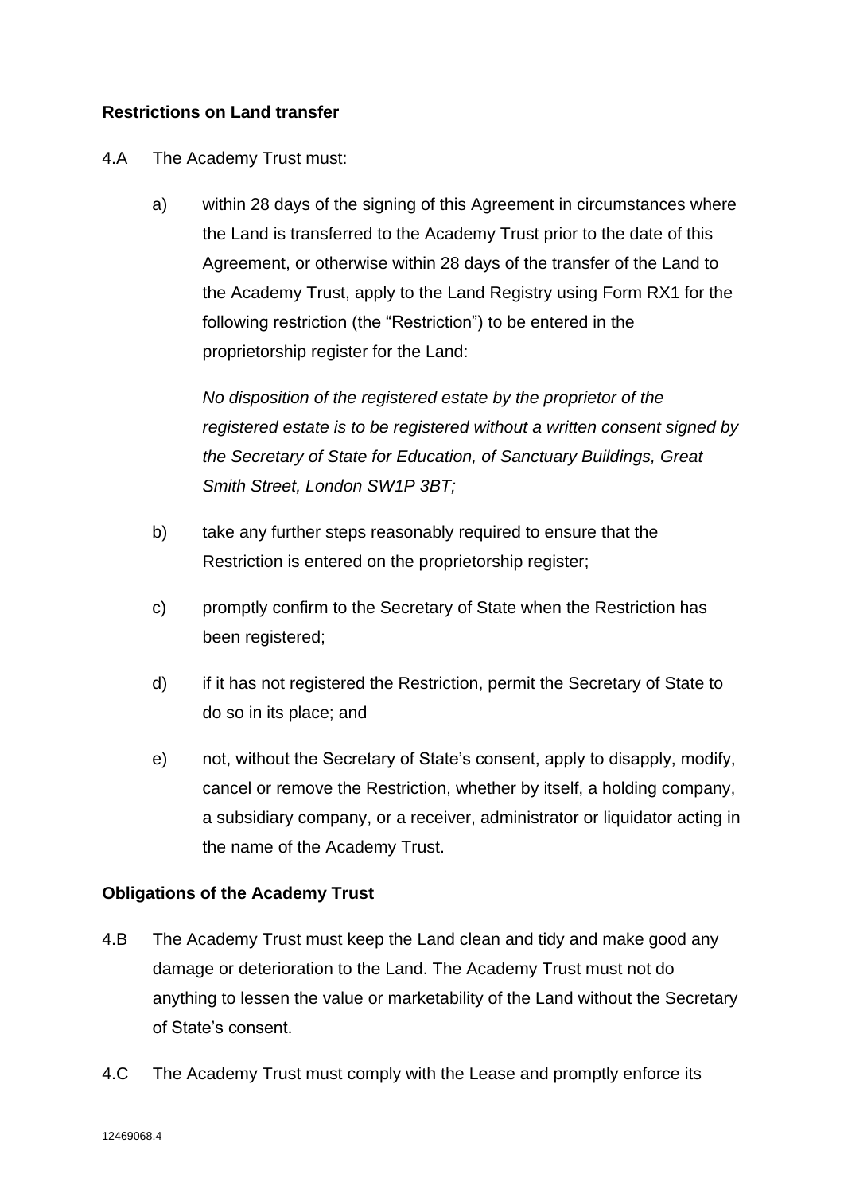**Restrictions on Land transfer**

4.A The Academy Trust must:

a) within 28 days of the signing of this Agreement in circumstances where the Land is transferred to the Academy Trust prior to the date of this Agreement, or otherwise within 28 days of the transfer of the Land to the Academy Trust, apply to the Land Registry using Form RX1 for the following restriction (the "Restriction") to be entered in the proprietorship register for the Land:

*No disposition of the registered estate by the proprietor of the registered estate is to be registered without a written consent signed by the Secretary of State for Education, of Sanctuary Buildings, Great Smith Street, London SW1P 3BT;*

b) take any further steps reasonably required to ensure that the Restriction is entered on the proprietorship register;

c) promptly confirm to the Secretary of State when the Restriction has been registered;

d) if it has not registered the Restriction, permit the Secretary of State to do so in its place; and

e) not, without the Secretary of State's consent, apply to disapply, modify, cancel or remove the Restriction, whether by itself, a holding company, a subsidiary company, or a receiver, administrator or liquidator acting in the name of the Academy Trust.

**Obligations of the Academy Trust**

4.B The Academy Trust must keep the Land clean and tidy and make good any damage or deterioration to the Land. The Academy Trust must not do anything to lessen the value or marketability of the Land without the Secretary of State's consent.

4.C The Academy Trust must comply with the Lease and promptly enforce its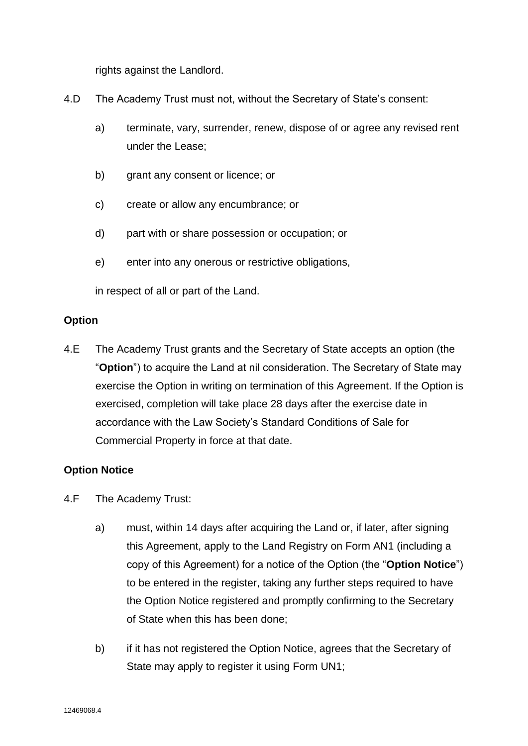rights against the Landlord.

4.D The Academy Trust must not, without the Secretary of State's consent:

a) terminate, vary, surrender, renew, dispose of or agree any revised rent under the Lease;

b) grant any consent or licence; or

c) create or allow any encumbrance; or

d) part with or share possession or occupation; or

e) enter into any onerous or restrictive obligations,

in respect of all or part of the Land.

**Option**

4.E The Academy Trust grants and the Secretary of State accepts an option (the "**Option**") to acquire the Land at nil consideration. The Secretary of State may exercise the Option in writing on termination of this Agreement. If the Option is exercised, completion will take place 28 days after the exercise date in accordance with the Law Society's Standard Conditions of Sale for Commercial Property in force at that date.

**Option Notice**

4.F The Academy Trust:

a) must, within 14 days after acquiring the Land or, if later, after signing this Agreement, apply to the Land Registry on Form AN1 (including a copy of this Agreement) for a notice of the Option (the "**Option Notice**") to be entered in the register, taking any further steps required to have the Option Notice registered and promptly confirming to the Secretary of State when this has been done;

b) if it has not registered the Option Notice, agrees that the Secretary of State may apply to register it using Form UN1;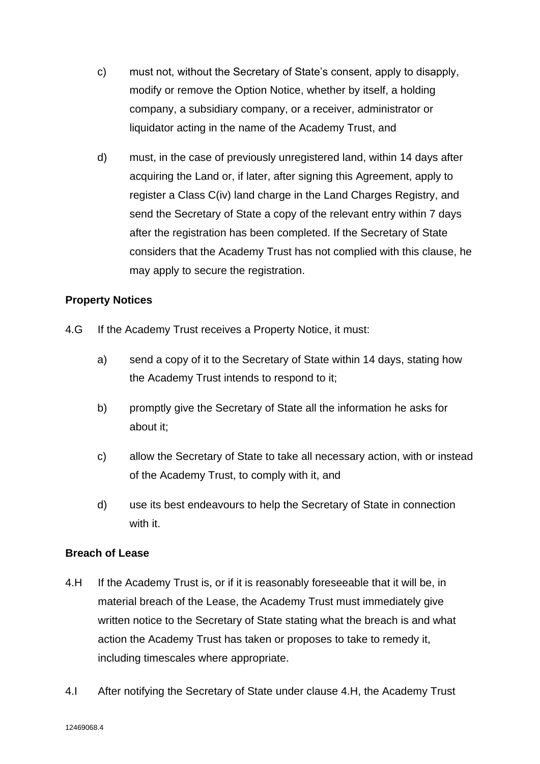c) must not, without the Secretary of State's consent, apply to disapply, modify or remove the Option Notice, whether by itself, a holding company, a subsidiary company, or a receiver, administrator or liquidator acting in the name of the Academy Trust, and

d) must, in the case of previously unregistered land, within 14 days after acquiring the Land or, if later, after signing this Agreement, apply to register a Class C(iv) land charge in the Land Charges Registry, and send the Secretary of State a copy of the relevant entry within 7 days after the registration has been completed. If the Secretary of State considers that the Academy Trust has not complied with this clause, he may apply to secure the registration.

**Property Notices**

4.G If the Academy Trust receives a Property Notice, it must:

a) send a copy of it to the Secretary of State within 14 days, stating how the Academy Trust intends to respond to it;

b) promptly give the Secretary of State all the information he asks for about it;

c) allow the Secretary of State to take all necessary action, with or instead of the Academy Trust, to comply with it, and

d) use its best endeavours to help the Secretary of State in connection with it.

**Breach of Lease**

4.H If the Academy Trust is, or if it is reasonably foreseeable that it will be, in material breach of the Lease, the Academy Trust must immediately give written notice to the Secretary of State stating what the breach is and what action the Academy Trust has taken or proposes to take to remedy it, including timescales where appropriate.

4.I After notifying the Secretary of State under clause 4.H, the Academy Trust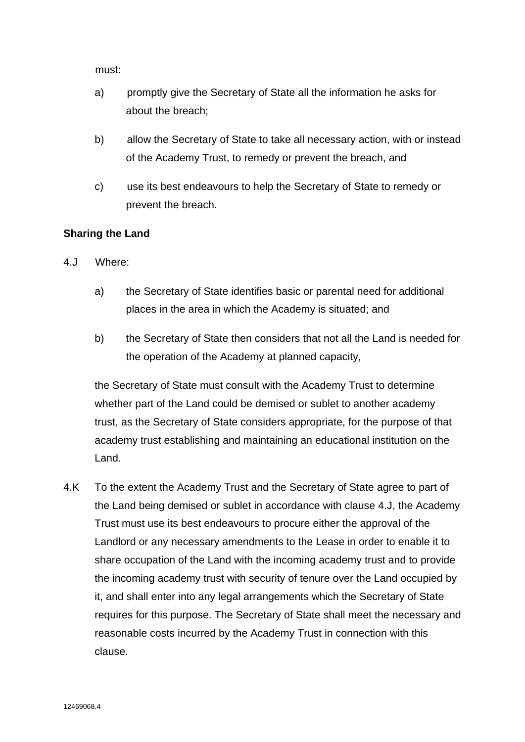must:

a) promptly give the Secretary of State all the information he asks for about the breach;

b) allow the Secretary of State to take all necessary action, with or instead of the Academy Trust, to remedy or prevent the breach, and

c) use its best endeavours to help the Secretary of State to remedy or prevent the breach.

**Sharing the Land**

4.J Where:

a) the Secretary of State identifies basic or parental need for additional places in the area in which the Academy is situated; and

b) the Secretary of State then considers that not all the Land is needed for the operation of the Academy at planned capacity,

the Secretary of State must consult with the Academy Trust to determine whether part of the Land could be demised or sublet to another academy trust, as the Secretary of State considers appropriate, for the purpose of that academy trust establishing and maintaining an educational institution on the Land.

4.K To the extent the Academy Trust and the Secretary of State agree to part of the Land being demised or sublet in accordance with clause 4.J, the Academy Trust must use its best endeavours to procure either the approval of the Landlord or any necessary amendments to the Lease in order to enable it to share occupation of the Land with the incoming academy trust and to provide the incoming academy trust with security of tenure over the Land occupied by it, and shall enter into any legal arrangements which the Secretary of State requires for this purpose. The Secretary of State shall meet the necessary and reasonable costs incurred by the Academy Trust in connection with this clause.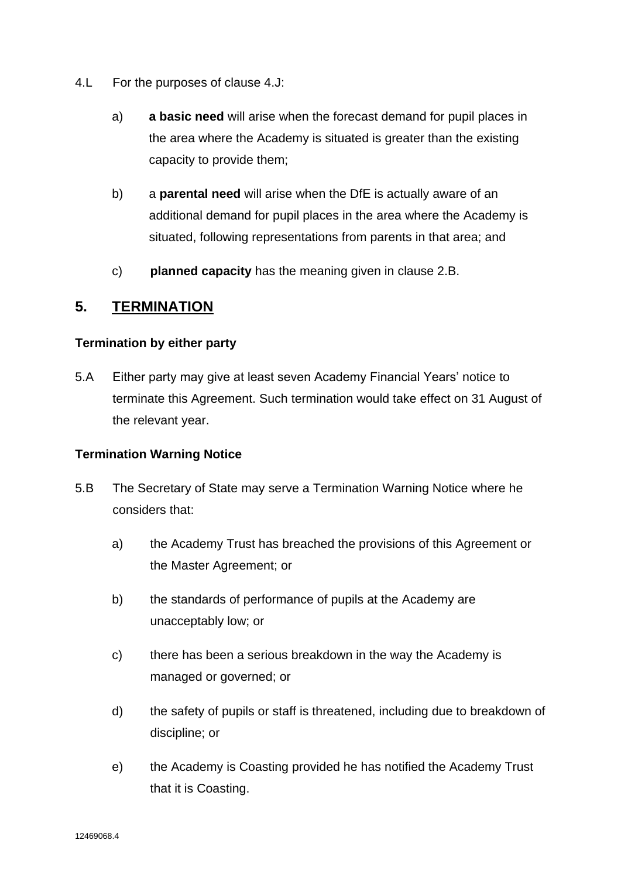4.L For the purposes of clause 4.J:

a) **a basic need** will arise when the forecast demand for pupil places in the area where the Academy is situated is greater than the existing capacity to provide them;

b) a **parental need** will arise when the DfE is actually aware of an additional demand for pupil places in the area where the Academy is situated, following representations from parents in that area; and

c) **planned capacity** has the meaning given in clause 2.B.

## 5. TERMINATION

**Termination by either party**

5.A Either party may give at least seven Academy Financial Years' notice to terminate this Agreement. Such termination would take effect on 31 August of the relevant year.

**Termination Warning Notice**

5.B The Secretary of State may serve a Termination Warning Notice where he considers that:

a) the Academy Trust has breached the provisions of this Agreement or the Master Agreement; or

b) the standards of performance of pupils at the Academy are unacceptably low; or

c) there has been a serious breakdown in the way the Academy is managed or governed; or

d) the safety of pupils or staff is threatened, including due to breakdown of discipline; or

e) the Academy is Coasting provided he has notified the Academy Trust that it is Coasting.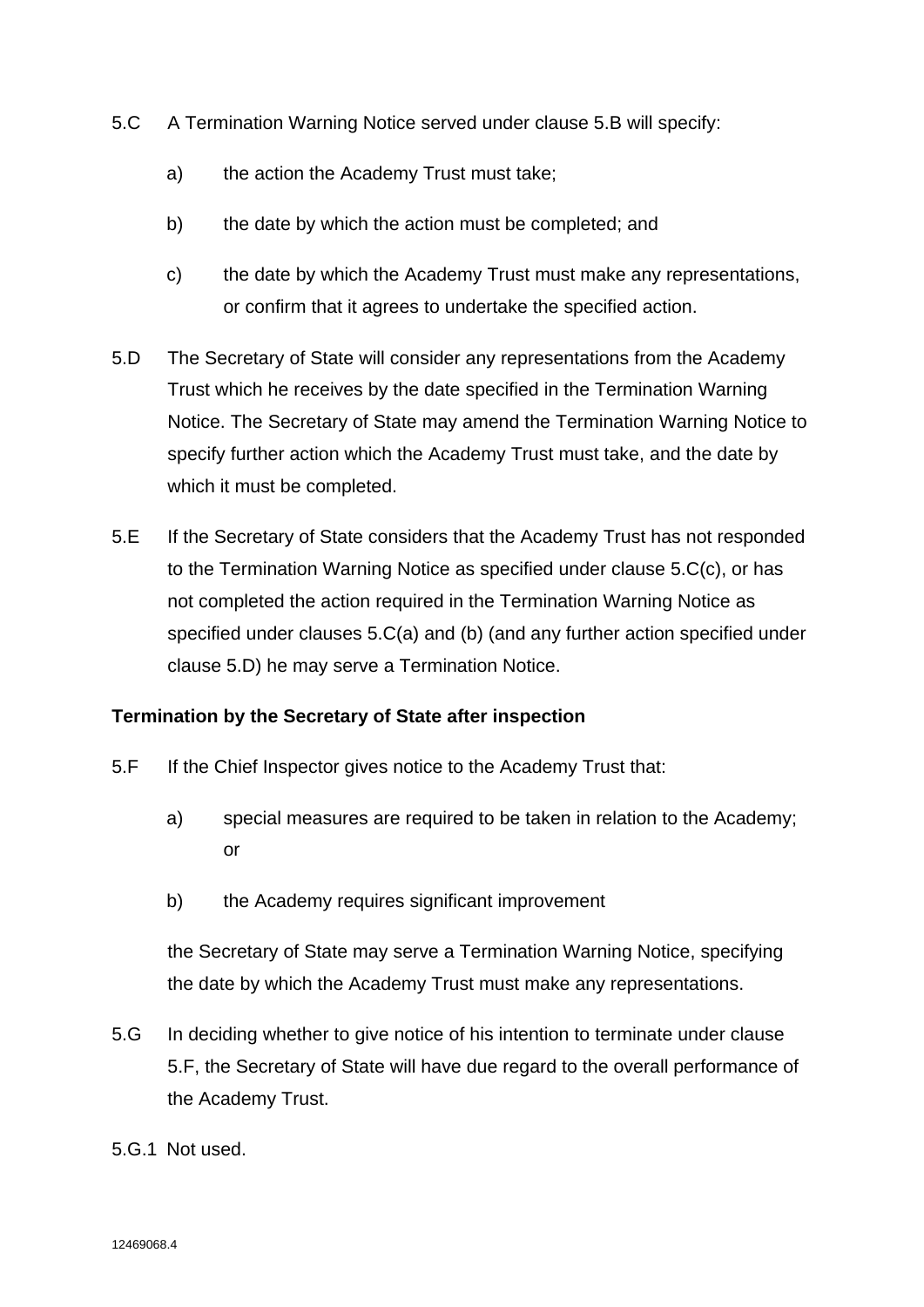5.C A Termination Warning Notice served under clause 5.B will specify:

a) the action the Academy Trust must take;

b) the date by which the action must be completed; and

c) the date by which the Academy Trust must make any representations, or confirm that it agrees to undertake the specified action.

5.D The Secretary of State will consider any representations from the Academy Trust which he receives by the date specified in the Termination Warning Notice. The Secretary of State may amend the Termination Warning Notice to specify further action which the Academy Trust must take, and the date by which it must be completed.

5.E If the Secretary of State considers that the Academy Trust has not responded to the Termination Warning Notice as specified under clause 5.C(c), or has not completed the action required in the Termination Warning Notice as specified under clauses 5.C(a) and (b) (and any further action specified under clause 5.D) he may serve a Termination Notice.

**Termination by the Secretary of State after inspection**

5.F If the Chief Inspector gives notice to the Academy Trust that:

a) special measures are required to be taken in relation to the Academy; or

b) the Academy requires significant improvement

the Secretary of State may serve a Termination Warning Notice, specifying the date by which the Academy Trust must make any representations.

5.G In deciding whether to give notice of his intention to terminate under clause 5.F, the Secretary of State will have due regard to the overall performance of the Academy Trust.

5.G.1 Not used.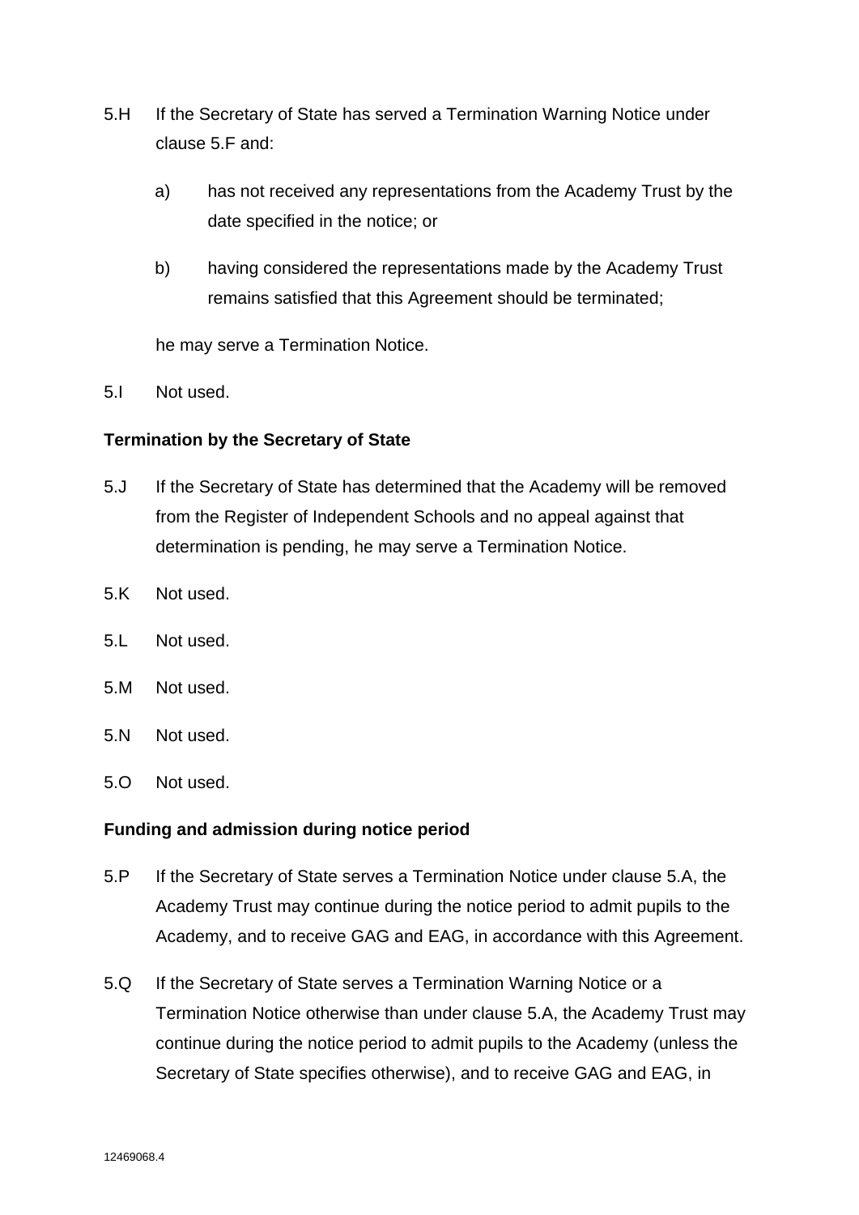5.H If the Secretary of State has served a Termination Warning Notice under clause 5.F and:

   a) has not received any representations from the Academy Trust by the date specified in the notice; or

   b) having considered the representations made by the Academy Trust remains satisfied that this Agreement should be terminated;

   he may serve a Termination Notice.

5.I Not used.

**Termination by the Secretary of State**

5.J If the Secretary of State has determined that the Academy will be removed from the Register of Independent Schools and no appeal against that determination is pending, he may serve a Termination Notice.

5.K Not used.

5.L Not used.

5.M Not used.

5.N Not used.

5.O Not used.

**Funding and admission during notice period**

5.P If the Secretary of State serves a Termination Notice under clause 5.A, the Academy Trust may continue during the notice period to admit pupils to the Academy, and to receive GAG and EAG, in accordance with this Agreement.

5.Q If the Secretary of State serves a Termination Warning Notice or a Termination Notice otherwise than under clause 5.A, the Academy Trust may continue during the notice period to admit pupils to the Academy (unless the Secretary of State specifies otherwise), and to receive GAG and EAG, in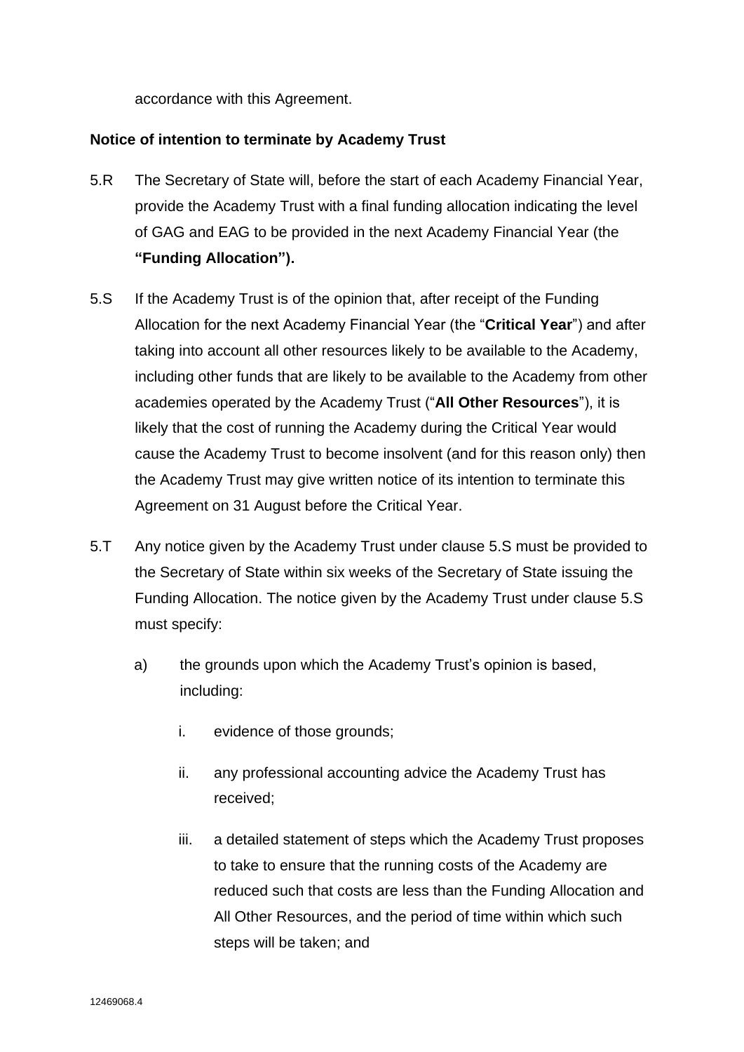accordance with this Agreement.

**Notice of intention to terminate by Academy Trust**

5.R The Secretary of State will, before the start of each Academy Financial Year, provide the Academy Trust with a final funding allocation indicating the level of GAG and EAG to be provided in the next Academy Financial Year (the **"Funding Allocation").**

5.S If the Academy Trust is of the opinion that, after receipt of the Funding Allocation for the next Academy Financial Year (the "**Critical Year**") and after taking into account all other resources likely to be available to the Academy, including other funds that are likely to be available to the Academy from other academies operated by the Academy Trust ("**All Other Resources**"), it is likely that the cost of running the Academy during the Critical Year would cause the Academy Trust to become insolvent (and for this reason only) then the Academy Trust may give written notice of its intention to terminate this Agreement on 31 August before the Critical Year.

5.T Any notice given by the Academy Trust under clause 5.S must be provided to the Secretary of State within six weeks of the Secretary of State issuing the Funding Allocation. The notice given by the Academy Trust under clause 5.S must specify:

  a) the grounds upon which the Academy Trust's opinion is based, including:

    i. evidence of those grounds;

    ii. any professional accounting advice the Academy Trust has received;

    iii. a detailed statement of steps which the Academy Trust proposes to take to ensure that the running costs of the Academy are reduced such that costs are less than the Funding Allocation and All Other Resources, and the period of time within which such steps will be taken; and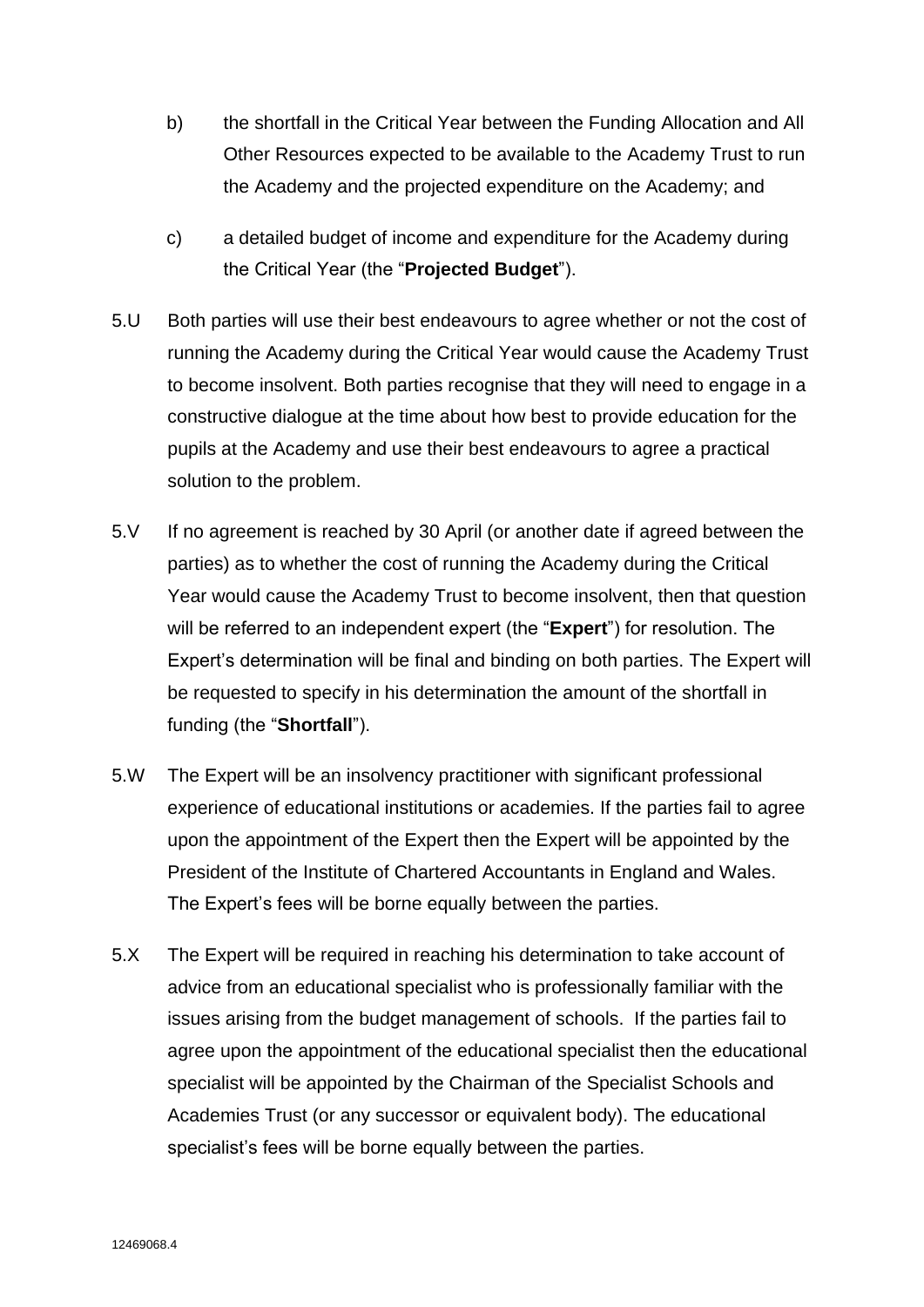b) the shortfall in the Critical Year between the Funding Allocation and All Other Resources expected to be available to the Academy Trust to run the Academy and the projected expenditure on the Academy; and

c) a detailed budget of income and expenditure for the Academy during the Critical Year (the "**Projected Budget**").

5.U Both parties will use their best endeavours to agree whether or not the cost of running the Academy during the Critical Year would cause the Academy Trust to become insolvent. Both parties recognise that they will need to engage in a constructive dialogue at the time about how best to provide education for the pupils at the Academy and use their best endeavours to agree a practical solution to the problem.

5.V If no agreement is reached by 30 April (or another date if agreed between the parties) as to whether the cost of running the Academy during the Critical Year would cause the Academy Trust to become insolvent, then that question will be referred to an independent expert (the "**Expert**") for resolution. The Expert's determination will be final and binding on both parties. The Expert will be requested to specify in his determination the amount of the shortfall in funding (the "**Shortfall**").

5.W The Expert will be an insolvency practitioner with significant professional experience of educational institutions or academies. If the parties fail to agree upon the appointment of the Expert then the Expert will be appointed by the President of the Institute of Chartered Accountants in England and Wales. The Expert's fees will be borne equally between the parties.

5.X The Expert will be required in reaching his determination to take account of advice from an educational specialist who is professionally familiar with the issues arising from the budget management of schools. If the parties fail to agree upon the appointment of the educational specialist then the educational specialist will be appointed by the Chairman of the Specialist Schools and Academies Trust (or any successor or equivalent body). The educational specialist's fees will be borne equally between the parties.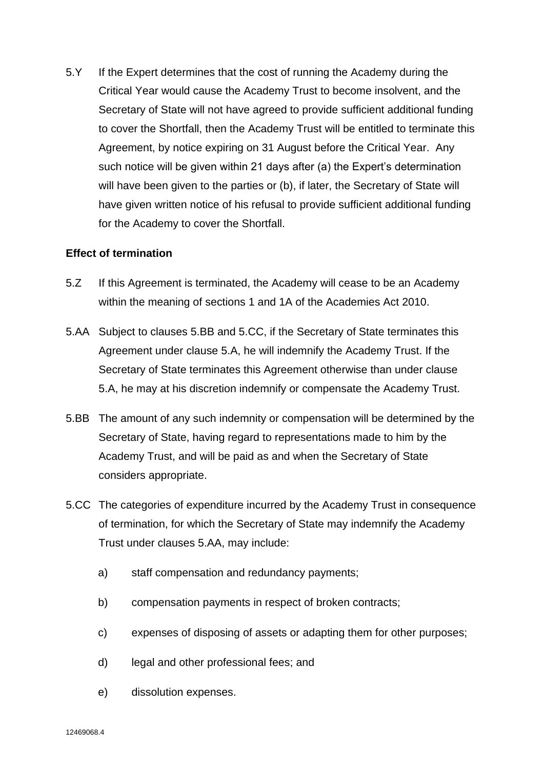5.Y If the Expert determines that the cost of running the Academy during the Critical Year would cause the Academy Trust to become insolvent, and the Secretary of State will not have agreed to provide sufficient additional funding to cover the Shortfall, then the Academy Trust will be entitled to terminate this Agreement, by notice expiring on 31 August before the Critical Year. Any such notice will be given within 21 days after (a) the Expert's determination will have been given to the parties or (b), if later, the Secretary of State will have given written notice of his refusal to provide sufficient additional funding for the Academy to cover the Shortfall.

**Effect of termination**

5.Z If this Agreement is terminated, the Academy will cease to be an Academy within the meaning of sections 1 and 1A of the Academies Act 2010.

5.AA Subject to clauses 5.BB and 5.CC, if the Secretary of State terminates this Agreement under clause 5.A, he will indemnify the Academy Trust. If the Secretary of State terminates this Agreement otherwise than under clause 5.A, he may at his discretion indemnify or compensate the Academy Trust.

5.BB The amount of any such indemnity or compensation will be determined by the Secretary of State, having regard to representations made to him by the Academy Trust, and will be paid as and when the Secretary of State considers appropriate.

5.CC The categories of expenditure incurred by the Academy Trust in consequence of termination, for which the Secretary of State may indemnify the Academy Trust under clauses 5.AA, may include:

a) staff compensation and redundancy payments;

b) compensation payments in respect of broken contracts;

c) expenses of disposing of assets or adapting them for other purposes;

d) legal and other professional fees; and

e) dissolution expenses.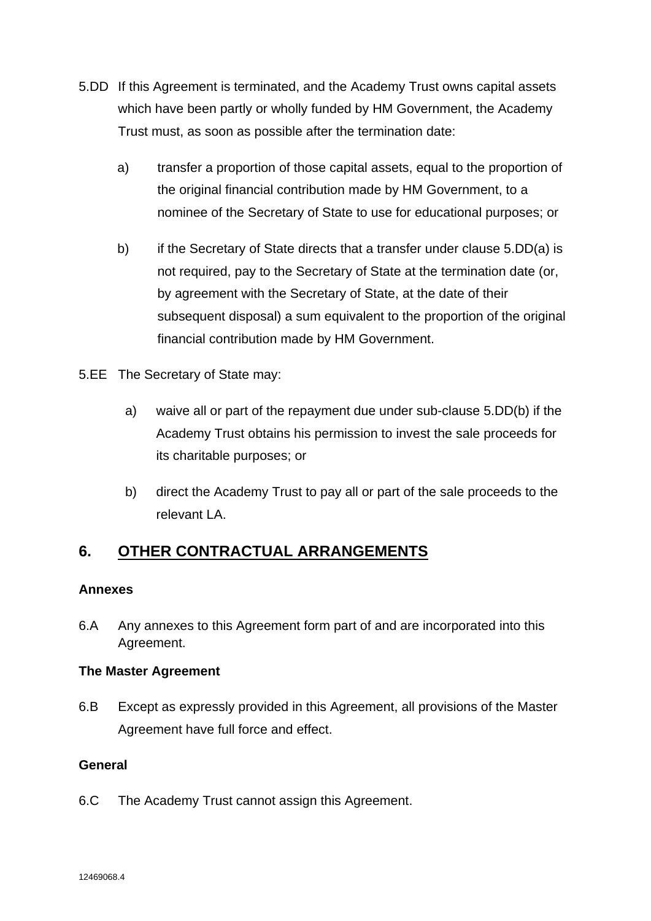5.DD If this Agreement is terminated, and the Academy Trust owns capital assets which have been partly or wholly funded by HM Government, the Academy Trust must, as soon as possible after the termination date:

a) transfer a proportion of those capital assets, equal to the proportion of the original financial contribution made by HM Government, to a nominee of the Secretary of State to use for educational purposes; or

b) if the Secretary of State directs that a transfer under clause 5.DD(a) is not required, pay to the Secretary of State at the termination date (or, by agreement with the Secretary of State, at the date of their subsequent disposal) a sum equivalent to the proportion of the original financial contribution made by HM Government.

5.EE The Secretary of State may:

a) waive all or part of the repayment due under sub-clause 5.DD(b) if the Academy Trust obtains his permission to invest the sale proceeds for its charitable purposes; or

b) direct the Academy Trust to pay all or part of the sale proceeds to the relevant LA.

## 6. OTHER CONTRACTUAL ARRANGEMENTS

**Annexes**

6.A Any annexes to this Agreement form part of and are incorporated into this Agreement.

**The Master Agreement**

6.B Except as expressly provided in this Agreement, all provisions of the Master Agreement have full force and effect.

**General**

6.C The Academy Trust cannot assign this Agreement.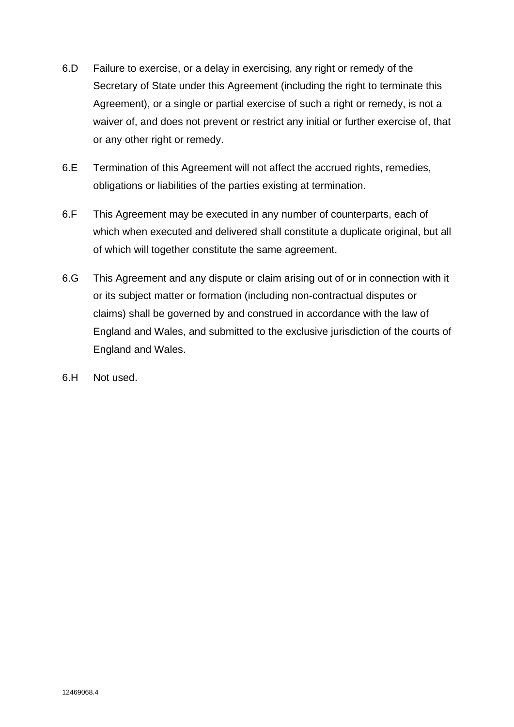6.D Failure to exercise, or a delay in exercising, any right or remedy of the Secretary of State under this Agreement (including the right to terminate this Agreement), or a single or partial exercise of such a right or remedy, is not a waiver of, and does not prevent or restrict any initial or further exercise of, that or any other right or remedy.

6.E Termination of this Agreement will not affect the accrued rights, remedies, obligations or liabilities of the parties existing at termination.

6.F This Agreement may be executed in any number of counterparts, each of which when executed and delivered shall constitute a duplicate original, but all of which will together constitute the same agreement.

6.G This Agreement and any dispute or claim arising out of or in connection with it or its subject matter or formation (including non-contractual disputes or claims) shall be governed by and construed in accordance with the law of England and Wales, and submitted to the exclusive jurisdiction of the courts of England and Wales.

6.H Not used.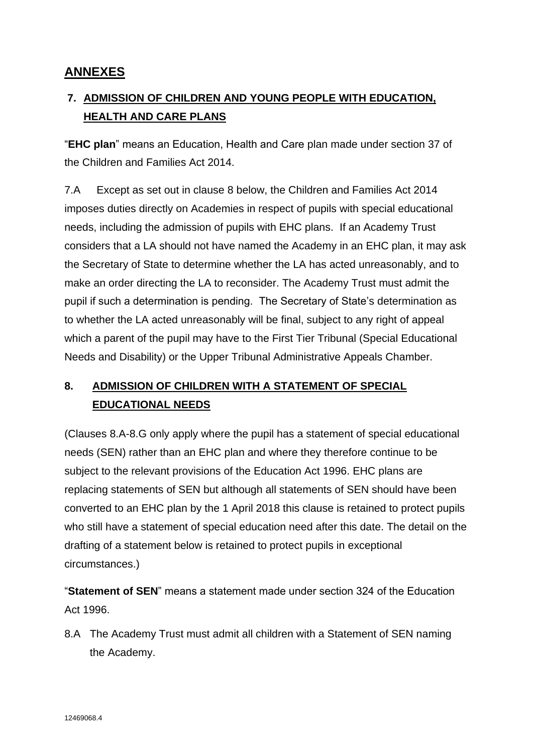## ANNEXES

### 7. ADMISSION OF CHILDREN AND YOUNG PEOPLE WITH EDUCATION, HEALTH AND CARE PLANS

"**EHC plan**" means an Education, Health and Care plan made under section 37 of the Children and Families Act 2014.

7.A Except as set out in clause 8 below, the Children and Families Act 2014 imposes duties directly on Academies in respect of pupils with special educational needs, including the admission of pupils with EHC plans. If an Academy Trust considers that a LA should not have named the Academy in an EHC plan, it may ask the Secretary of State to determine whether the LA has acted unreasonably, and to make an order directing the LA to reconsider. The Academy Trust must admit the pupil if such a determination is pending. The Secretary of State's determination as to whether the LA acted unreasonably will be final, subject to any right of appeal which a parent of the pupil may have to the First Tier Tribunal (Special Educational Needs and Disability) or the Upper Tribunal Administrative Appeals Chamber.

### 8. ADMISSION OF CHILDREN WITH A STATEMENT OF SPECIAL EDUCATIONAL NEEDS

(Clauses 8.A-8.G only apply where the pupil has a statement of special educational needs (SEN) rather than an EHC plan and where they therefore continue to be subject to the relevant provisions of the Education Act 1996. EHC plans are replacing statements of SEN but although all statements of SEN should have been converted to an EHC plan by the 1 April 2018 this clause is retained to protect pupils who still have a statement of special education need after this date. The detail on the drafting of a statement below is retained to protect pupils in exceptional circumstances.)

"**Statement of SEN**" means a statement made under section 324 of the Education Act 1996.

8.A The Academy Trust must admit all children with a Statement of SEN naming the Academy.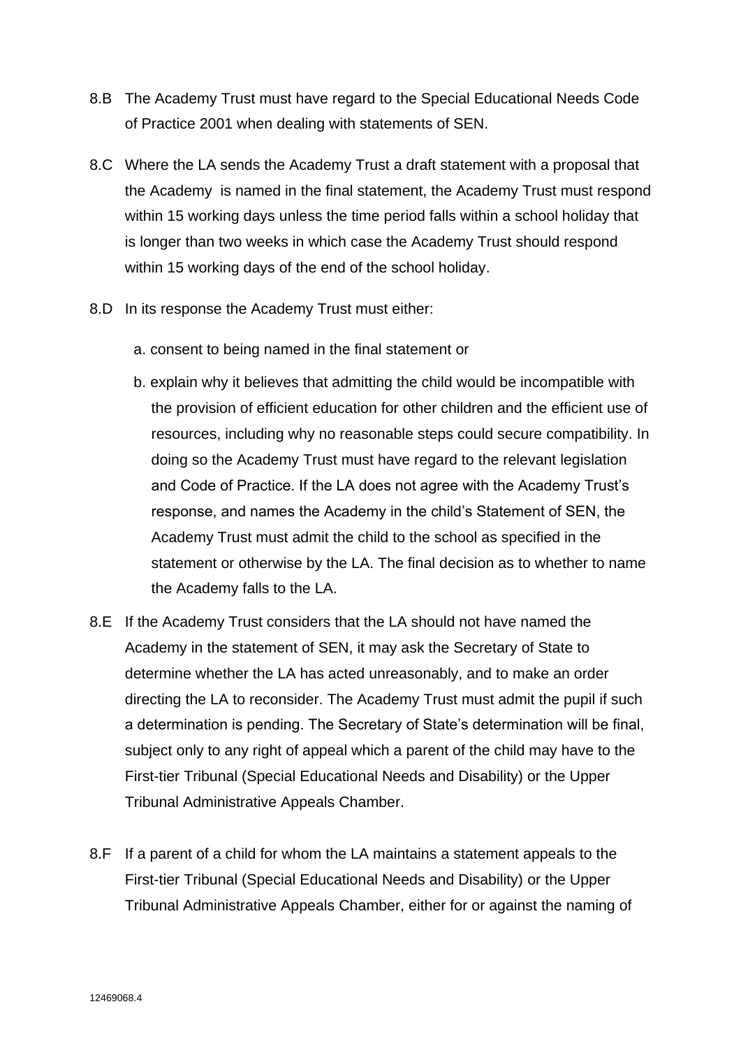8.B The Academy Trust must have regard to the Special Educational Needs Code of Practice 2001 when dealing with statements of SEN.

8.C Where the LA sends the Academy Trust a draft statement with a proposal that the Academy is named in the final statement, the Academy Trust must respond within 15 working days unless the time period falls within a school holiday that is longer than two weeks in which case the Academy Trust should respond within 15 working days of the end of the school holiday.

8.D In its response the Academy Trust must either:

a. consent to being named in the final statement or

b. explain why it believes that admitting the child would be incompatible with the provision of efficient education for other children and the efficient use of resources, including why no reasonable steps could secure compatibility. In doing so the Academy Trust must have regard to the relevant legislation and Code of Practice. If the LA does not agree with the Academy Trust's response, and names the Academy in the child's Statement of SEN, the Academy Trust must admit the child to the school as specified in the statement or otherwise by the LA. The final decision as to whether to name the Academy falls to the LA.

8.E If the Academy Trust considers that the LA should not have named the Academy in the statement of SEN, it may ask the Secretary of State to determine whether the LA has acted unreasonably, and to make an order directing the LA to reconsider. The Academy Trust must admit the pupil if such a determination is pending. The Secretary of State's determination will be final, subject only to any right of appeal which a parent of the child may have to the First-tier Tribunal (Special Educational Needs and Disability) or the Upper Tribunal Administrative Appeals Chamber.

8.F If a parent of a child for whom the LA maintains a statement appeals to the First-tier Tribunal (Special Educational Needs and Disability) or the Upper Tribunal Administrative Appeals Chamber, either for or against the naming of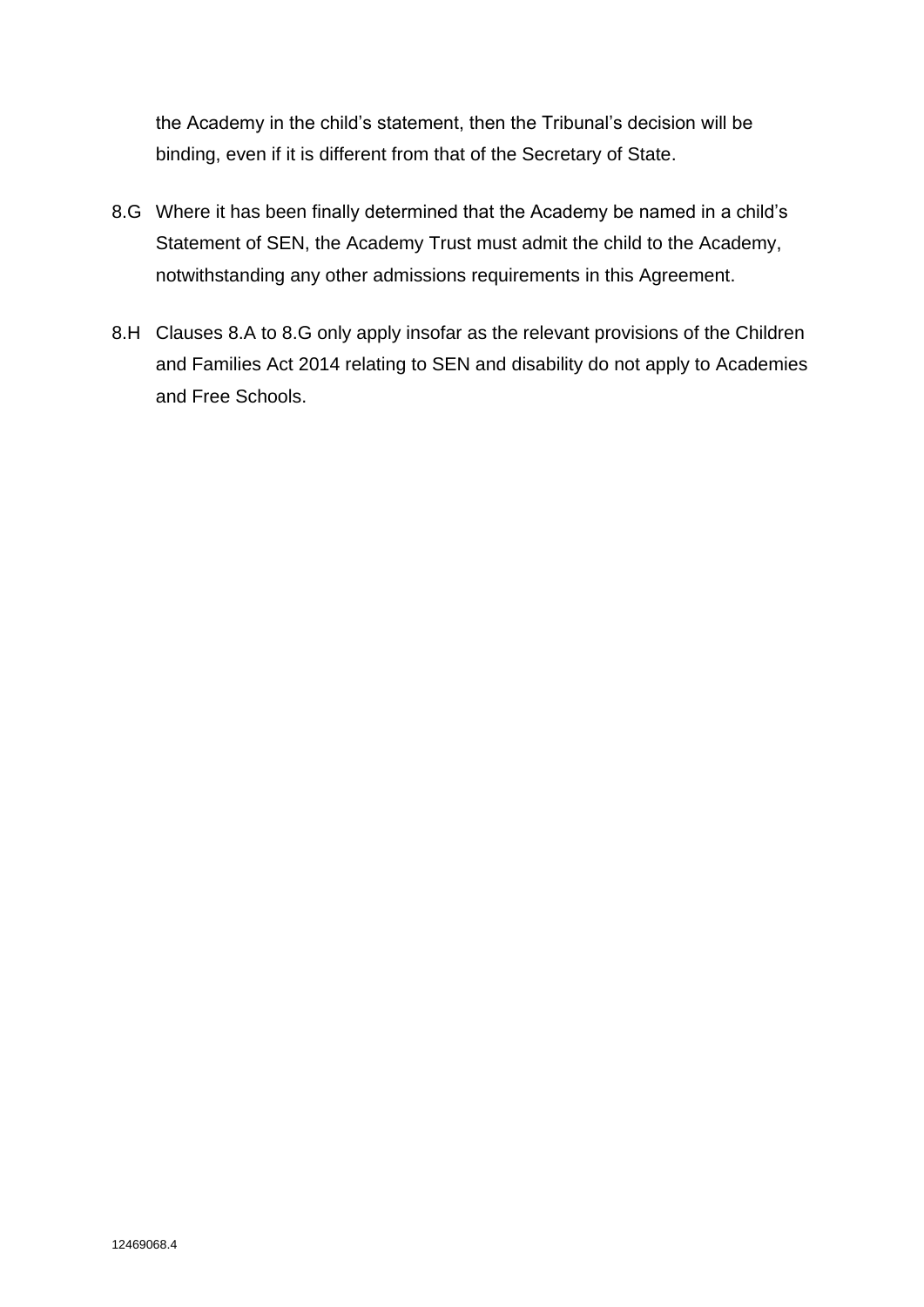the Academy in the child's statement, then the Tribunal's decision will be binding, even if it is different from that of the Secretary of State.

8.G Where it has been finally determined that the Academy be named in a child's Statement of SEN, the Academy Trust must admit the child to the Academy, notwithstanding any other admissions requirements in this Agreement.

8.H Clauses 8.A to 8.G only apply insofar as the relevant provisions of the Children and Families Act 2014 relating to SEN and disability do not apply to Academies and Free Schools.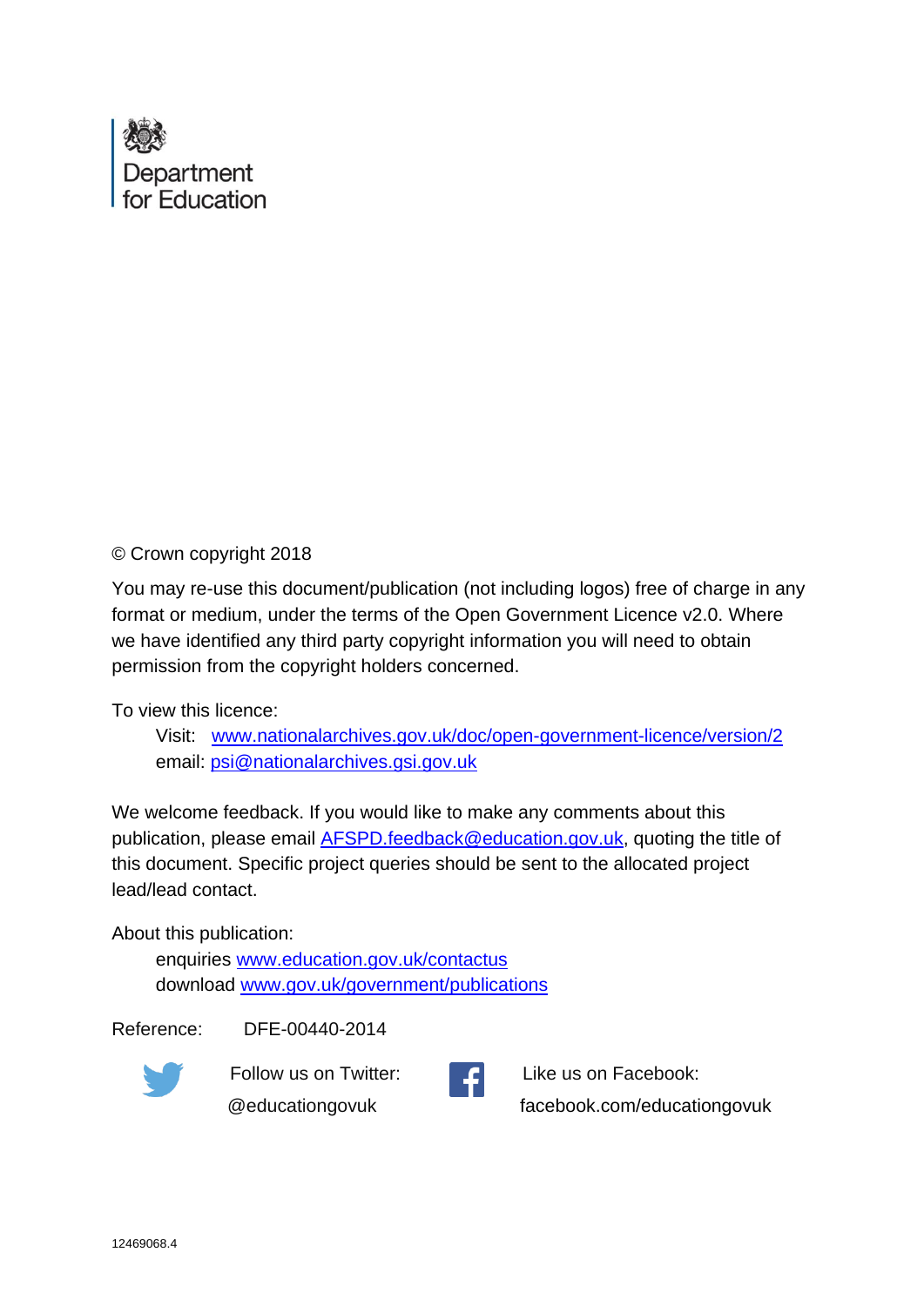Department for Education

© Crown copyright 2018

You may re-use this document/publication (not including logos) free of charge in any format or medium, under the terms of the Open Government Licence v2.0. Where we have identified any third party copyright information you will need to obtain permission from the copyright holders concerned.

To view this licence:
Visit: www.nationalarchives.gov.uk/doc/open-government-licence/version/2
email: psi@nationalarchives.gsi.gov.uk

We welcome feedback. If you would like to make any comments about this publication, please email AFSPD.feedback@education.gov.uk, quoting the title of this document. Specific project queries should be sent to the allocated project lead/lead contact.

About this publication:
enquiries www.education.gov.uk/contactus
download www.gov.uk/government/publications

Reference: DFE-00440-2014

Follow us on Twitter: @educationgovuk

Like us on Facebook: facebook.com/educationgovuk

12469068.4